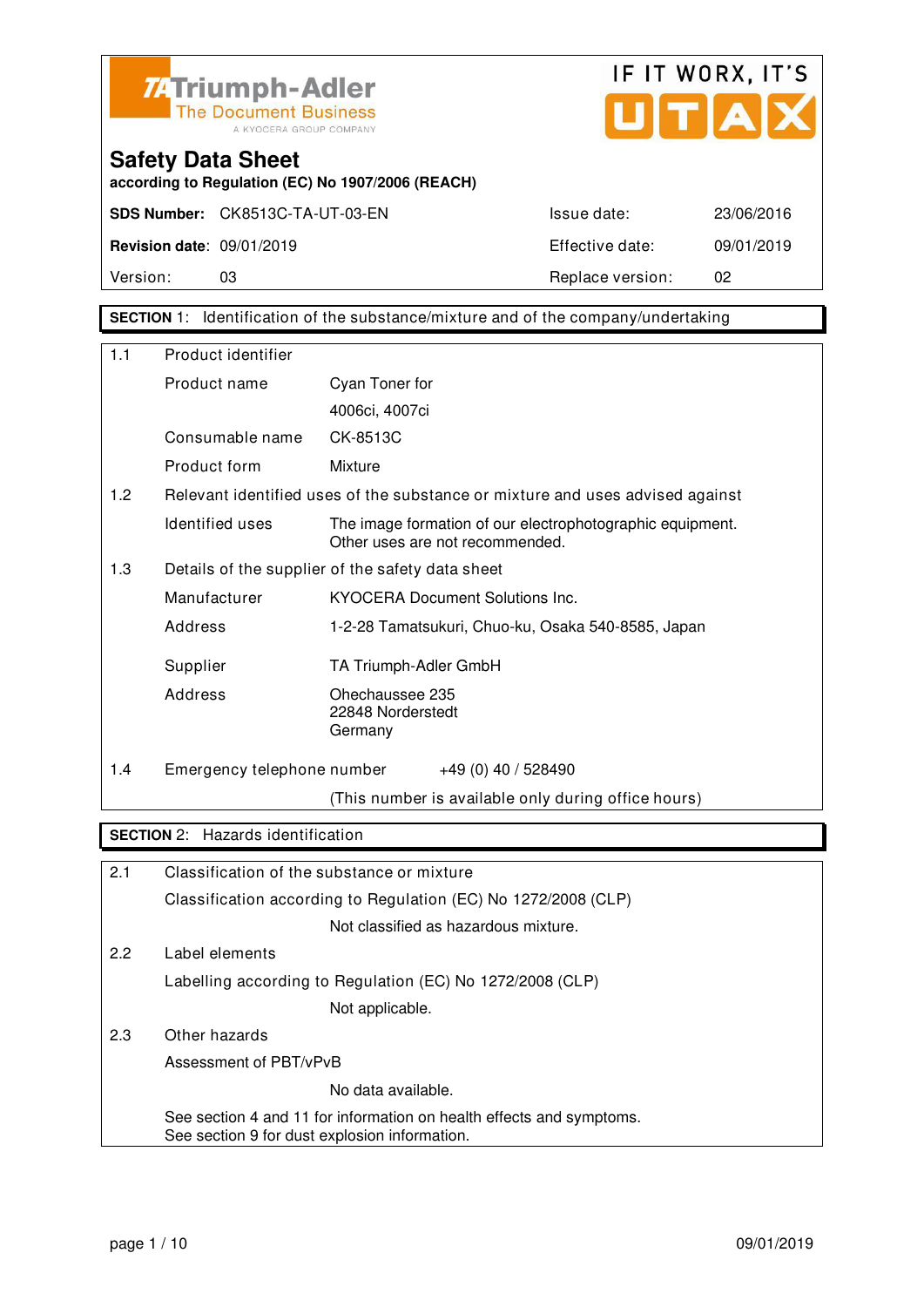Triumph-Adler
The Document Business
A KYOCERA GROUP COMPANY

IF IT WORX, IT'S UTAX

# Safety Data Sheet

**according to Regulation (EC) No 1907/2006 (REACH)**

| | | | |
|---|---|---|---|
| **SDS Number:** | CK8513C-TA-UT-03-EN | Issue date: | 23/06/2016 |
| **Revision date:** | 09/01/2019 | Effective date: | 09/01/2019 |
| Version: | 03 | Replace version: | 02 |

## SECTION 1: Identification of the substance/mixture and of the company/undertaking

**1.1 Product identifier**

| | |
|---|---|
| Product name | Cyan Toner for 4006ci, 4007ci |
| Consumable name | CK-8513C |
| Product form | Mixture |

**1.2 Relevant identified uses of the substance or mixture and uses advised against**

| | |
|---|---|
| Identified uses | The image formation of our electrophotographic equipment. Other uses are not recommended. |

**1.3 Details of the supplier of the safety data sheet**

| | |
|---|---|
| Manufacturer | KYOCERA Document Solutions Inc. |
| Address | 1-2-28 Tamatsukuri, Chuo-ku, Osaka 540-8585, Japan |
| Supplier | TA Triumph-Adler GmbH |
| Address | Ohechaussee 235<br>22848 Norderstedt<br>Germany |

**1.4 Emergency telephone number** +49 (0) 40 / 528490

(This number is available only during office hours)

## SECTION 2: Hazards identification

**2.1 Classification of the substance or mixture**

Classification according to Regulation (EC) No 1272/2008 (CLP)

Not classified as hazardous mixture.

**2.2 Label elements**

Labelling according to Regulation (EC) No 1272/2008 (CLP)

Not applicable.

**2.3 Other hazards**

Assessment of PBT/vPvB

No data available.

See section 4 and 11 for information on health effects and symptoms.
See section 9 for dust explosion information.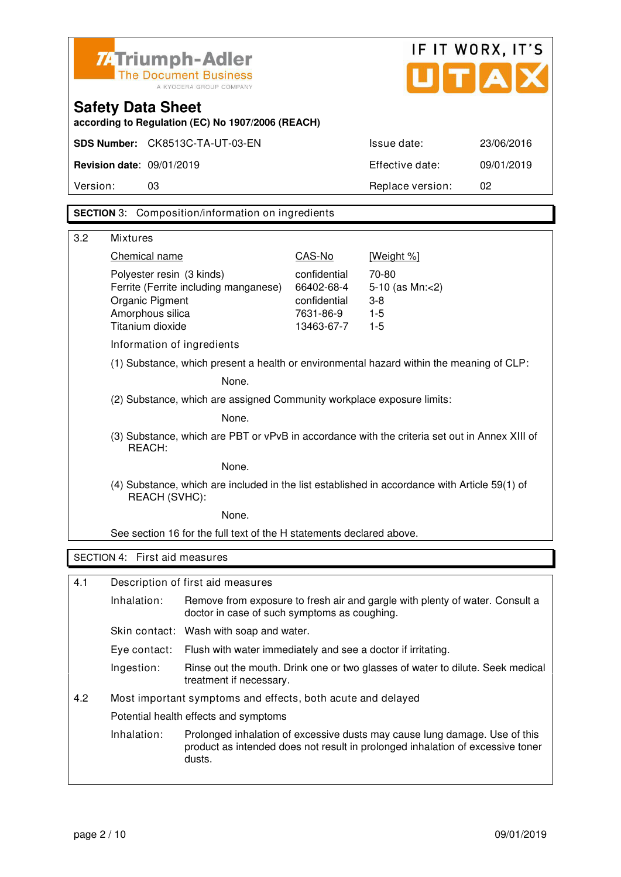Safety Data Sheet

according to Regulation (EC) No 1907/2006 (REACH)

| **SDS Number:** CK8513C-TA-UT-03-EN | | Issue date: | 23/06/2016 |
|---|---|---|---|
| **Revision date:** 09/01/2019 | | Effective date: | 09/01/2019 |
| Version: | 03 | Replace version: | 02 |

## SECTION 3: Composition/information on ingredients

3.2 Mixtures

| Chemical name | CAS-No | [Weight %] |
|---|---|---|
| Polyester resin (3 kinds) | confidential | 70-80 |
| Ferrite (Ferrite including manganese) | 66402-68-4 | 5-10 (as Mn:<2) |
| Organic Pigment | confidential | 3-8 |
| Amorphous silica | 7631-86-9 | 1-5 |
| Titanium dioxide | 13463-67-7 | 1-5 |

Information of ingredients

(1) Substance, which present a health or environmental hazard within the meaning of CLP:

None.

(2) Substance, which are assigned Community workplace exposure limits:

None.

(3) Substance, which are PBT or vPvB in accordance with the criteria set out in Annex XIII of REACH:

None.

(4) Substance, which are included in the list established in accordance with Article 59(1) of REACH (SVHC):

None.

See section 16 for the full text of the H statements declared above.

## SECTION 4: First aid measures

4.1 Description of first aid measures

Inhalation: Remove from exposure to fresh air and gargle with plenty of water. Consult a doctor in case of such symptoms as coughing.

Skin contact: Wash with soap and water.

Eye contact: Flush with water immediately and see a doctor if irritating.

Ingestion: Rinse out the mouth. Drink one or two glasses of water to dilute. Seek medical treatment if necessary.

4.2 Most important symptoms and effects, both acute and delayed

Potential health effects and symptoms

Inhalation: Prolonged inhalation of excessive dusts may cause lung damage. Use of this product as intended does not result in prolonged inhalation of excessive toner dusts.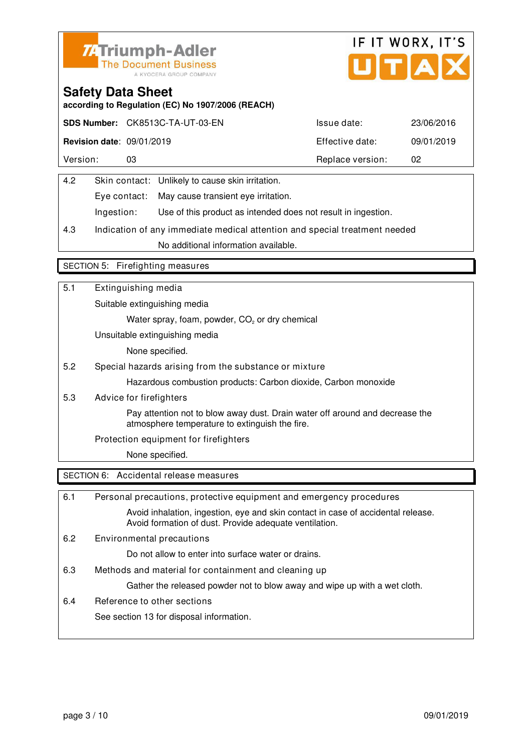**Safety Data Sheet**

**according to Regulation (EC) No 1907/2006 (REACH)**

| **SDS Number:** CK8513C-TA-UT-03-EN | Issue date: | 23/06/2016 |
|---|---|---|
| **Revision date:** 09/01/2019 | Effective date: | 09/01/2019 |
| Version: 03 | Replace version: | 02 |

4.2 Skin contact: Unlikely to cause skin irritation.

Eye contact: May cause transient eye irritation.

Ingestion: Use of this product as intended does not result in ingestion.

4.3 Indication of any immediate medical attention and special treatment needed

No additional information available.

## SECTION 5: Firefighting measures

5.1 Extinguishing media

Suitable extinguishing media

Water spray, foam, powder, $CO_2$ or dry chemical

Unsuitable extinguishing media

None specified.

5.2 Special hazards arising from the substance or mixture

Hazardous combustion products: Carbon dioxide, Carbon monoxide

5.3 Advice for firefighters

Pay attention not to blow away dust. Drain water off around and decrease the atmosphere temperature to extinguish the fire.

Protection equipment for firefighters

None specified.

## SECTION 6: Accidental release measures

6.1 Personal precautions, protective equipment and emergency procedures

Avoid inhalation, ingestion, eye and skin contact in case of accidental release. Avoid formation of dust. Provide adequate ventilation.

6.2 Environmental precautions

Do not allow to enter into surface water or drains.

6.3 Methods and material for containment and cleaning up

Gather the released powder not to blow away and wipe up with a wet cloth.

6.4 Reference to other sections

See section 13 for disposal information.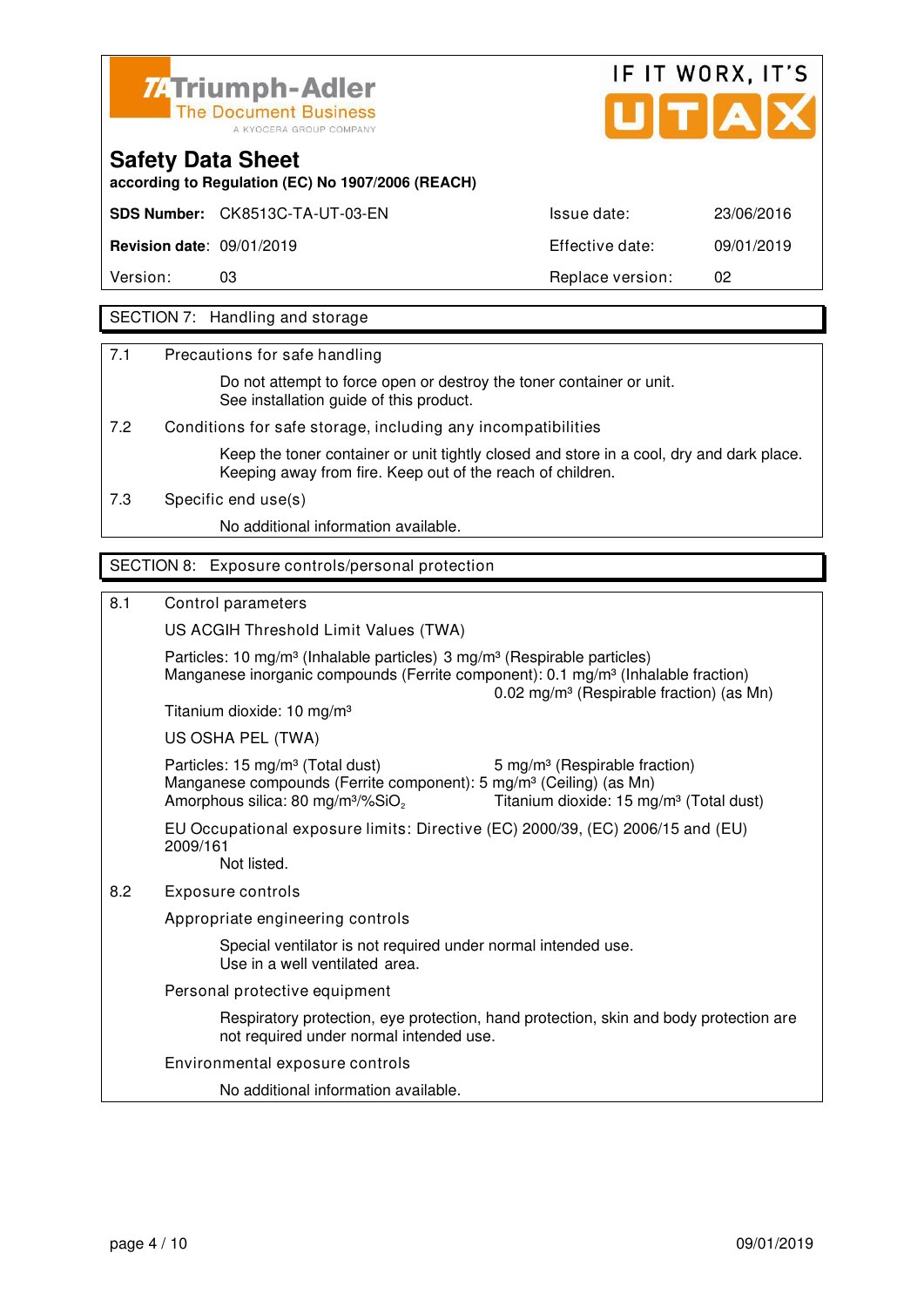Triumph-Adler
The Document Business
A KYOCERA GROUP COMPANY

IF IT WORX, IT'S UTAX

# Safety Data Sheet

**according to Regulation (EC) No 1907/2006 (REACH)**

| | | | |
|---|---|---|---|
| **SDS Number:** | CK8513C-TA-UT-03-EN | Issue date: | 23/06/2016 |
| **Revision date:** | 09/01/2019 | Effective date: | 09/01/2019 |
| Version: | 03 | Replace version: | 02 |

## SECTION 7: Handling and storage

**7.1 Precautions for safe handling**

Do not attempt to force open or destroy the toner container or unit.
See installation guide of this product.

**7.2 Conditions for safe storage, including any incompatibilities**

Keep the toner container or unit tightly closed and store in a cool, dry and dark place. Keeping away from fire. Keep out of the reach of children.

**7.3 Specific end use(s)**

No additional information available.

## SECTION 8: Exposure controls/personal protection

**8.1 Control parameters**

US ACGIH Threshold Limit Values (TWA)

Particles: 10 mg/m³ (Inhalable particles) 3 mg/m³ (Respirable particles)
Manganese inorganic compounds (Ferrite component): 0.1 mg/m³ (Inhalable fraction)
0.02 mg/m³ (Respirable fraction) (as Mn)
Titanium dioxide: 10 mg/m³

US OSHA PEL (TWA)

Particles: 15 mg/m³ (Total dust) 5 mg/m³ (Respirable fraction)
Manganese compounds (Ferrite component): 5 mg/m³ (Ceiling) (as Mn)
Amorphous silica: 80 mg/m³/%$SiO_2$ Titanium dioxide: 15 mg/m³ (Total dust)

EU Occupational exposure limits: Directive (EC) 2000/39, (EC) 2006/15 and (EU) 2009/161
Not listed.

**8.2 Exposure controls**

Appropriate engineering controls

Special ventilator is not required under normal intended use.
Use in a well ventilated area.

Personal protective equipment

Respiratory protection, eye protection, hand protection, skin and body protection are not required under normal intended use.

Environmental exposure controls

No additional information available.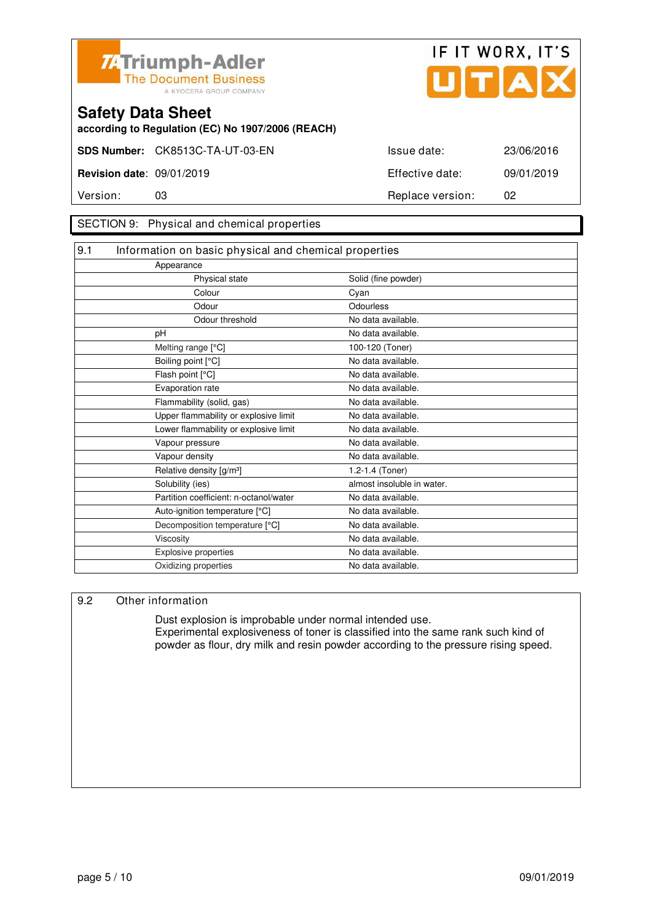**Triumph-Adler** The Document Business — A KYOCERA GROUP COMPANY

IF IT WORX, IT'S UTAX

# Safety Data Sheet

**according to Regulation (EC) No 1907/2006 (REACH)**

| | | | |
|---|---|---|---|
| **SDS Number:** | CK8513C-TA-UT-03-EN | Issue date: | 23/06/2016 |
| **Revision date:** | 09/01/2019 | Effective date: | 09/01/2019 |
| Version: | 03 | Replace version: | 02 |

## SECTION 9: Physical and chemical properties

### 9.1 Information on basic physical and chemical properties

| Property | Value |
|---|---|
| Appearance | |
| Physical state | Solid (fine powder) |
| Colour | Cyan |
| Odour | Odourless |
| Odour threshold | No data available. |
| pH | No data available. |
| Melting range [°C] | 100-120 (Toner) |
| Boiling point [°C] | No data available. |
| Flash point [°C] | No data available. |
| Evaporation rate | No data available. |
| Flammability (solid, gas) | No data available. |
| Upper flammability or explosive limit | No data available. |
| Lower flammability or explosive limit | No data available. |
| Vapour pressure | No data available. |
| Vapour density | No data available. |
| Relative density [g/m³] | 1.2-1.4 (Toner) |
| Solubility (ies) | almost insoluble in water. |
| Partition coefficient: n-octanol/water | No data available. |
| Auto-ignition temperature [°C] | No data available. |
| Decomposition temperature [°C] | No data available. |
| Viscosity | No data available. |
| Explosive properties | No data available. |
| Oxidizing properties | No data available. |

### 9.2 Other information

Dust explosion is improbable under normal intended use.
Experimental explosiveness of toner is classified into the same rank such kind of powder as flour, dry milk and resin powder according to the pressure rising speed.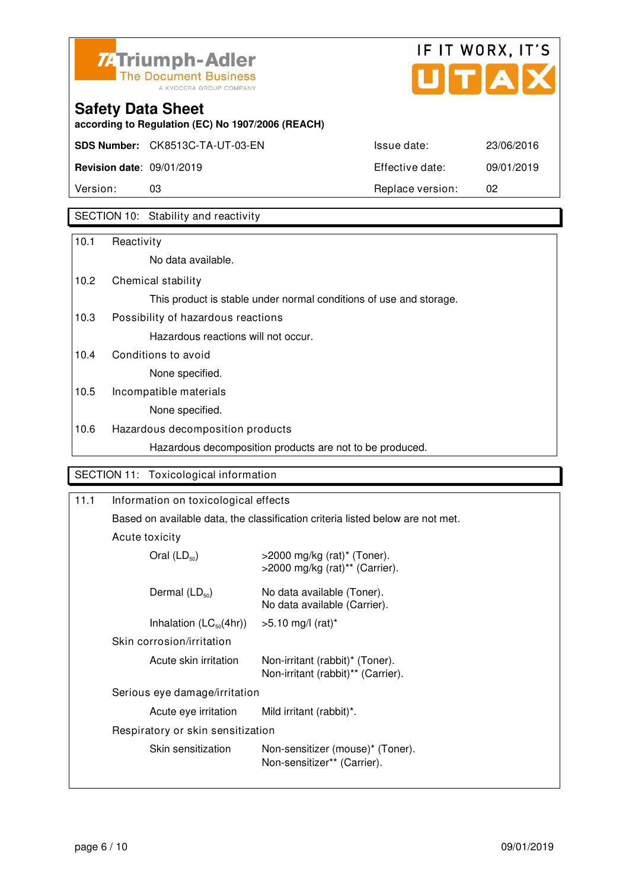**Triumph-Adler** The Document Business — A KYOCERA GROUP COMPANY

IF IT WORX, IT'S UTAX

# Safety Data Sheet

**according to Regulation (EC) No 1907/2006 (REACH)**

| **SDS Number:** | CK8513C-TA-UT-03-EN | Issue date: | 23/06/2016 |
|---|---|---|---|
| **Revision date:** | 09/01/2019 | Effective date: | 09/01/2019 |
| Version: | 03 | Replace version: | 02 |

## SECTION 10: Stability and reactivity

10.1 Reactivity

No data available.

10.2 Chemical stability

This product is stable under normal conditions of use and storage.

10.3 Possibility of hazardous reactions

Hazardous reactions will not occur.

10.4 Conditions to avoid

None specified.

10.5 Incompatible materials

None specified.

10.6 Hazardous decomposition products

Hazardous decomposition products are not to be produced.

## SECTION 11: Toxicological information

11.1 Information on toxicological effects

Based on available data, the classification criteria listed below are not met.

Acute toxicity

| | |
|---|---|
| Oral ($LD_{50}$) | >2000 mg/kg (rat)* (Toner).<br>>2000 mg/kg (rat)** (Carrier). |
| Dermal ($LD_{50}$) | No data available (Toner).<br>No data available (Carrier). |
| Inhalation ($LC_{50}$(4hr)) | >5.10 mg/l (rat)* |

Skin corrosion/irritation

| | |
|---|---|
| Acute skin irritation | Non-irritant (rabbit)* (Toner).<br>Non-irritant (rabbit)** (Carrier). |

Serious eye damage/irritation

| | |
|---|---|
| Acute eye irritation | Mild irritant (rabbit)*. |

Respiratory or skin sensitization

| | |
|---|---|
| Skin sensitization | Non-sensitizer (mouse)* (Toner).<br>Non-sensitizer** (Carrier). |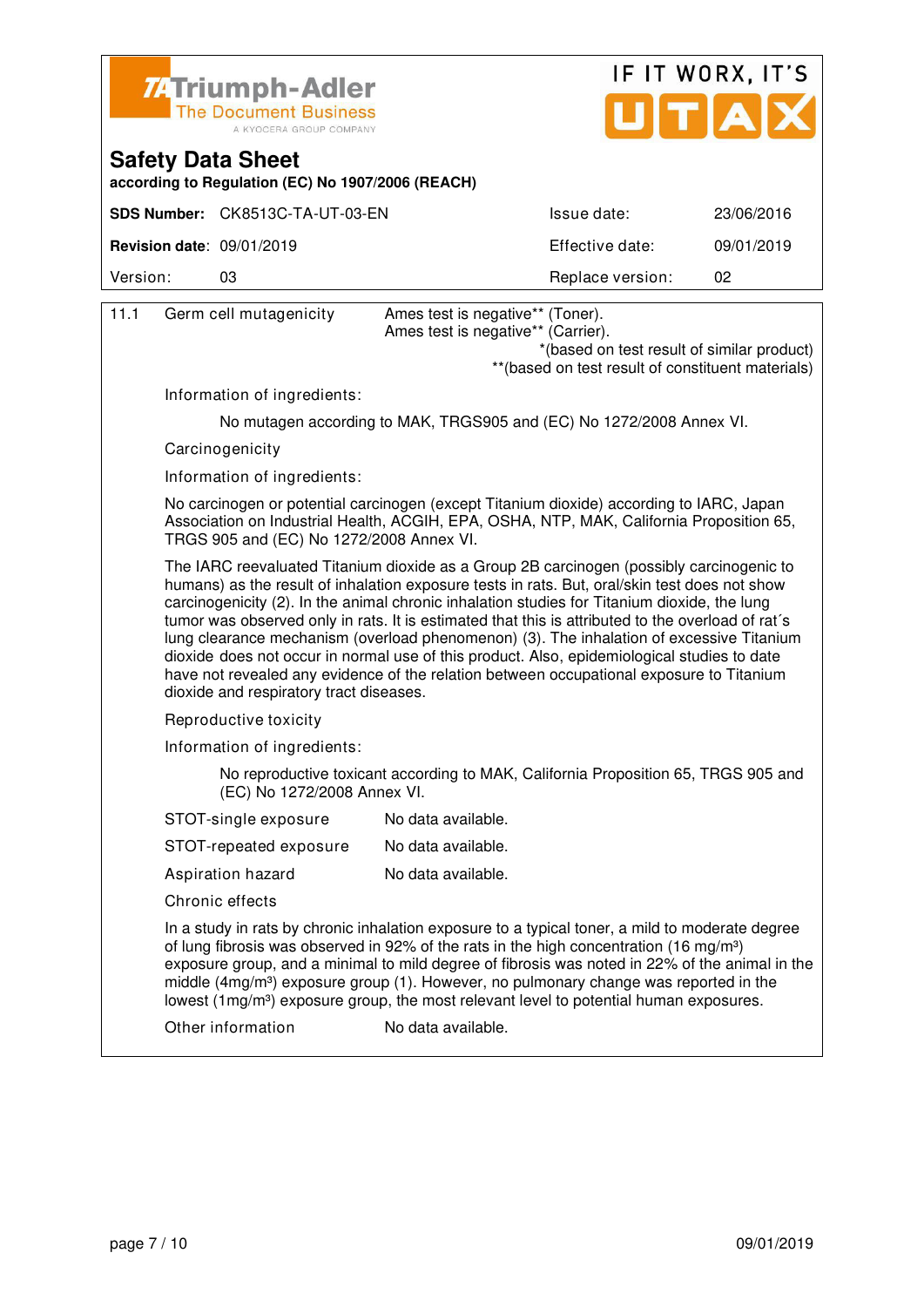| 11.1 | Germ cell mutagenicity | Ames test is negative** (Toner). Ames test is negative** (Carrier). |
|---|---|---|
| | | *(based on test result of similar product) **(based on test result of constituent materials) |

Information of ingredients:

No mutagen according to MAK, TRGS905 and (EC) No 1272/2008 Annex VI.

Carcinogenicity

Information of ingredients:

No carcinogen or potential carcinogen (except Titanium dioxide) according to IARC, Japan Association on Industrial Health, ACGIH, EPA, OSHA, NTP, MAK, California Proposition 65, TRGS 905 and (EC) No 1272/2008 Annex VI.

The IARC reevaluated Titanium dioxide as a Group 2B carcinogen (possibly carcinogenic to humans) as the result of inhalation exposure tests in rats. But, oral/skin test does not show carcinogenicity (2). In the animal chronic inhalation studies for Titanium dioxide, the lung tumor was observed only in rats. It is estimated that this is attributed to the overload of rat´s lung clearance mechanism (overload phenomenon) (3). The inhalation of excessive Titanium dioxide does not occur in normal use of this product. Also, epidemiological studies to date have not revealed any evidence of the relation between occupational exposure to Titanium dioxide and respiratory tract diseases.

Reproductive toxicity

Information of ingredients:

No reproductive toxicant according to MAK, California Proposition 65, TRGS 905 and (EC) No 1272/2008 Annex VI.

| | |
|---|---|
| STOT-single exposure | No data available. |
| STOT-repeated exposure | No data available. |
| Aspiration hazard | No data available. |

Chronic effects

In a study in rats by chronic inhalation exposure to a typical toner, a mild to moderate degree of lung fibrosis was observed in 92% of the rats in the high concentration (16 $mg/m^3$) exposure group, and a minimal to mild degree of fibrosis was noted in 22% of the animal in the middle (4$mg/m^3$) exposure group (1). However, no pulmonary change was reported in the lowest (1$mg/m^3$) exposure group, the most relevant level to potential human exposures.

| | |
|---|---|
| Other information | No data available. |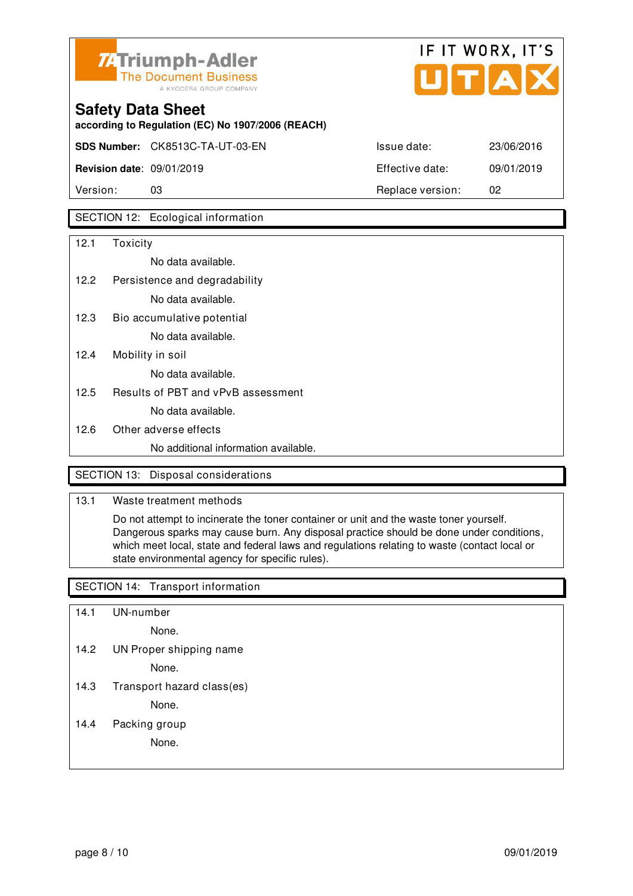Triumph-Adler
The Document Business
A KYOCERA GROUP COMPANY

IF IT WORX, IT'S UTAX

# Safety Data Sheet

**according to Regulation (EC) No 1907/2006 (REACH)**

| | | | |
|---|---|---|---|
| **SDS Number:** | CK8513C-TA-UT-03-EN | Issue date: | 23/06/2016 |
| **Revision date:** | 09/01/2019 | Effective date: | 09/01/2019 |
| Version: | 03 | Replace version: | 02 |

## SECTION 12: Ecological information

12.1 Toxicity

No data available.

12.2 Persistence and degradability

No data available.

12.3 Bio accumulative potential

No data available.

12.4 Mobility in soil

No data available.

12.5 Results of PBT and vPvB assessment

No data available.

12.6 Other adverse effects

No additional information available.

## SECTION 13: Disposal considerations

13.1 Waste treatment methods

Do not attempt to incinerate the toner container or unit and the waste toner yourself. Dangerous sparks may cause burn. Any disposal practice should be done under conditions, which meet local, state and federal laws and regulations relating to waste (contact local or state environmental agency for specific rules).

## SECTION 14: Transport information

14.1 UN-number

None.

14.2 UN Proper shipping name

None.

14.3 Transport hazard class(es)

None.

14.4 Packing group

None.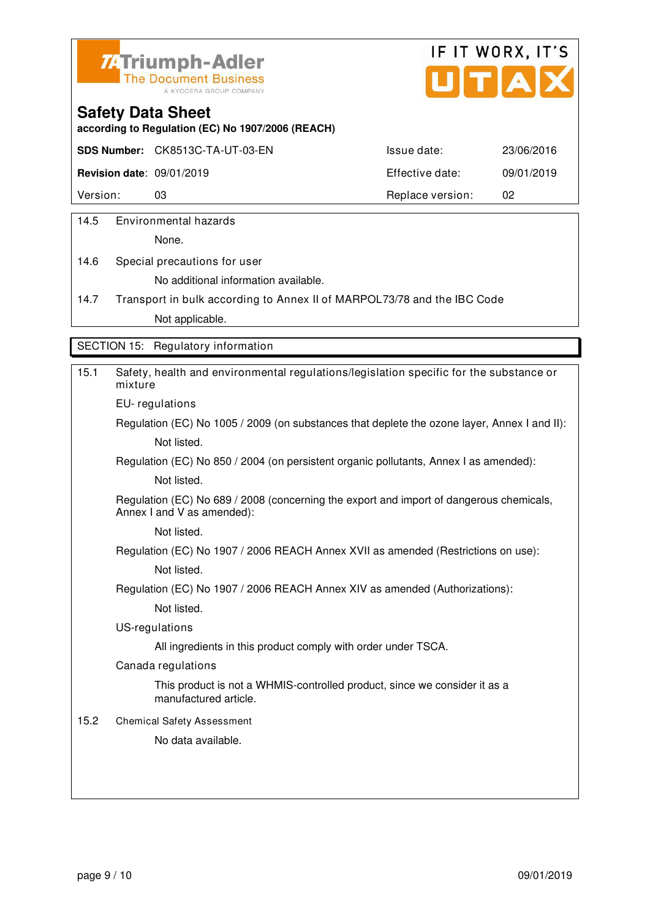Triumph-Adler
The Document Business
A KYOCERA GROUP COMPANY

IF IT WORX, IT'S UTAX

# Safety Data Sheet

**according to Regulation (EC) No 1907/2006 (REACH)**

| **SDS Number:** | CK8513C-TA-UT-03-EN | Issue date: | 23/06/2016 |
|---|---|---|---|
| **Revision date:** | 09/01/2019 | Effective date: | 09/01/2019 |
| Version: | 03 | Replace version: | 02 |

14.5 Environmental hazards

None.

14.6 Special precautions for user

No additional information available.

14.7 Transport in bulk according to Annex II of MARPOL73/78 and the IBC Code

Not applicable.

## SECTION 15: Regulatory information

15.1 Safety, health and environmental regulations/legislation specific for the substance or mixture

EU- regulations

Regulation (EC) No 1005 / 2009 (on substances that deplete the ozone layer, Annex I and II):

Not listed.

Regulation (EC) No 850 / 2004 (on persistent organic pollutants, Annex I as amended):

Not listed.

Regulation (EC) No 689 / 2008 (concerning the export and import of dangerous chemicals, Annex I and V as amended):

Not listed.

Regulation (EC) No 1907 / 2006 REACH Annex XVII as amended (Restrictions on use):

Not listed.

Regulation (EC) No 1907 / 2006 REACH Annex XIV as amended (Authorizations):

Not listed.

US-regulations

All ingredients in this product comply with order under TSCA.

Canada regulations

This product is not a WHMIS-controlled product, since we consider it as a manufactured article.

15.2 Chemical Safety Assessment

No data available.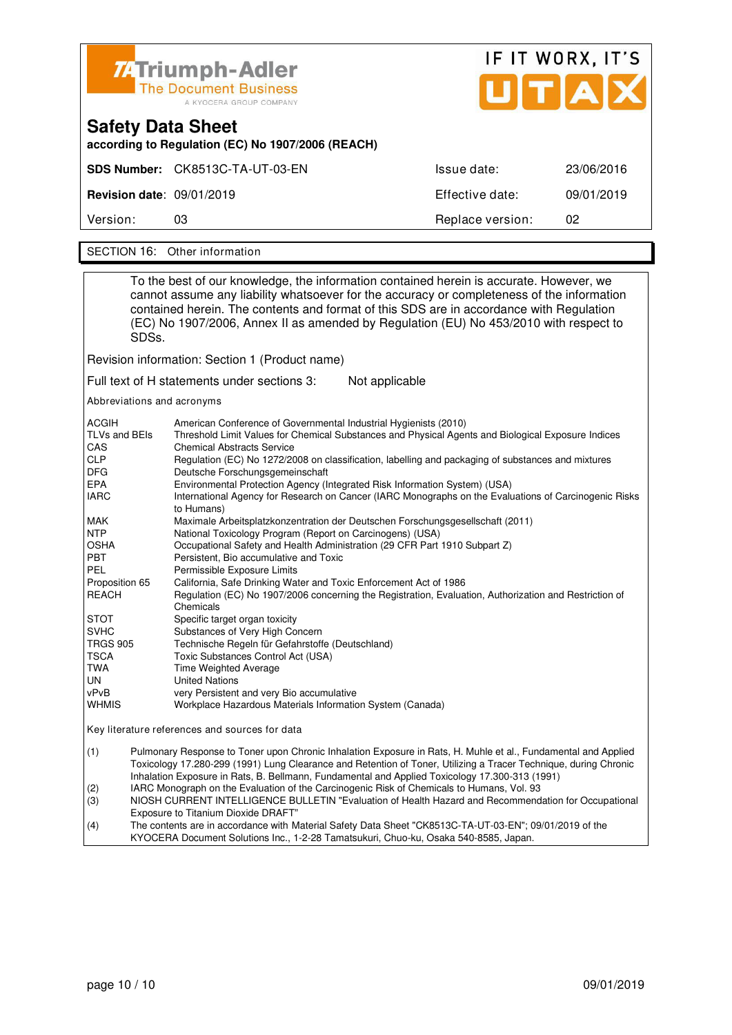Triumph-Adler
The Document Business
A KYOCERA GROUP COMPANY

IF IT WORX, IT'S UTAX

# Safety Data Sheet

**according to Regulation (EC) No 1907/2006 (REACH)**

| | | | |
|---|---|---|---|
| **SDS Number:** | CK8513C-TA-UT-03-EN | Issue date: | 23/06/2016 |
| **Revision date:** | 09/01/2019 | Effective date: | 09/01/2019 |
| Version: | 03 | Replace version: | 02 |

## SECTION 16: Other information

To the best of our knowledge, the information contained herein is accurate. However, we cannot assume any liability whatsoever for the accuracy or completeness of the information contained herein. The contents and format of this SDS are in accordance with Regulation (EC) No 1907/2006, Annex II as amended by Regulation (EU) No 453/2010 with respect to SDSs.

Revision information: Section 1 (Product name)

Full text of H statements under sections 3: Not applicable

Abbreviations and acronyms

| | |
|---|---|
| ACGIH | American Conference of Governmental Industrial Hygienists (2010) |
| TLVs and BEIs | Threshold Limit Values for Chemical Substances and Physical Agents and Biological Exposure Indices |
| CAS | Chemical Abstracts Service |
| CLP | Regulation (EC) No 1272/2008 on classification, labelling and packaging of substances and mixtures |
| DFG | Deutsche Forschungsgemeinschaft |
| EPA | Environmental Protection Agency (Integrated Risk Information System) (USA) |
| IARC | International Agency for Research on Cancer (IARC Monographs on the Evaluations of Carcinogenic Risks to Humans) |
| MAK | Maximale Arbeitsplatzkonzentration der Deutschen Forschungsgesellschaft (2011) |
| NTP | National Toxicology Program (Report on Carcinogens) (USA) |
| OSHA | Occupational Safety and Health Administration (29 CFR Part 1910 Subpart Z) |
| PBT | Persistent, Bio accumulative and Toxic |
| PEL | Permissible Exposure Limits |
| Proposition 65 | California, Safe Drinking Water and Toxic Enforcement Act of 1986 |
| REACH | Regulation (EC) No 1907/2006 concerning the Registration, Evaluation, Authorization and Restriction of Chemicals |
| STOT | Specific target organ toxicity |
| SVHC | Substances of Very High Concern |
| TRGS 905 | Technische Regeln für Gefahrstoffe (Deutschland) |
| TSCA | Toxic Substances Control Act (USA) |
| TWA | Time Weighted Average |
| UN | United Nations |
| vPvB | very Persistent and very Bio accumulative |
| WHMIS | Workplace Hazardous Materials Information System (Canada) |

Key literature references and sources for data

(1) Pulmonary Response to Toner upon Chronic Inhalation Exposure in Rats, H. Muhle et al., Fundamental and Applied Toxicology 17.280-299 (1991) Lung Clearance and Retention of Toner, Utilizing a Tracer Technique, during Chronic Inhalation Exposure in Rats, B. Bellmann, Fundamental and Applied Toxicology 17.300-313 (1991)

(2) IARC Monograph on the Evaluation of the Carcinogenic Risk of Chemicals to Humans, Vol. 93

(3) NIOSH CURRENT INTELLIGENCE BULLETIN "Evaluation of Health Hazard and Recommendation for Occupational Exposure to Titanium Dioxide DRAFT"

(4) The contents are in accordance with Material Safety Data Sheet "CK8513C-TA-UT-03-EN"; 09/01/2019 of the KYOCERA Document Solutions Inc., 1-2-28 Tamatsukuri, Chuo-ku, Osaka 540-8585, Japan.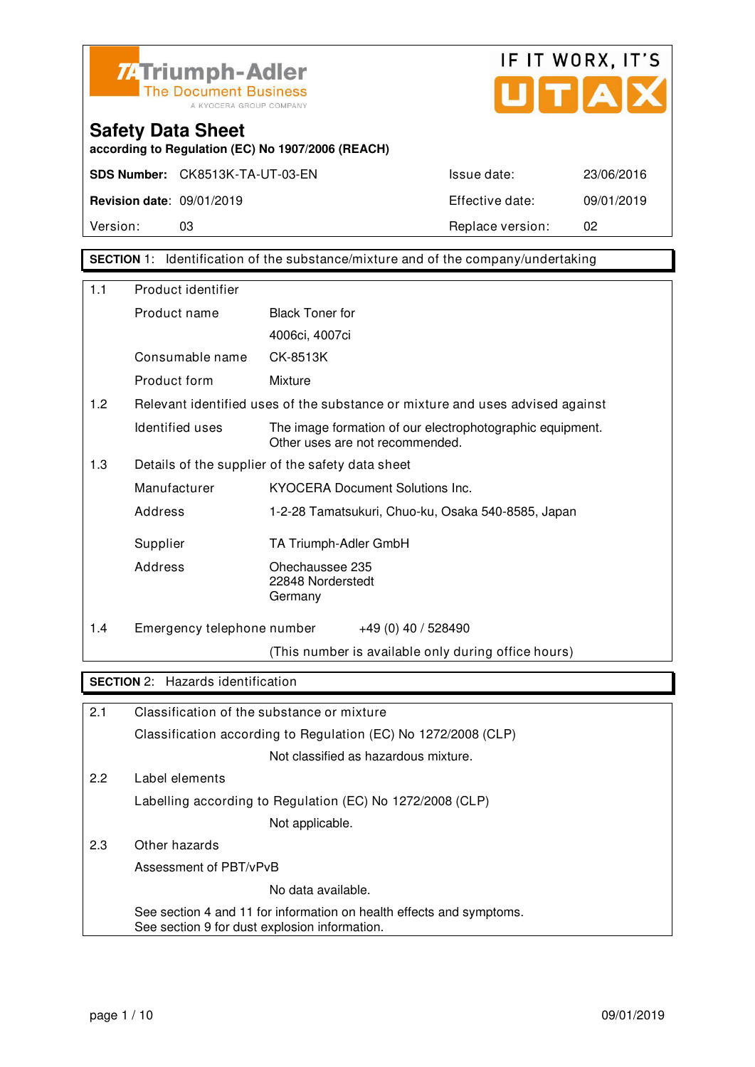TA Triumph-Adler
The Document Business
A KYOCERA GROUP COMPANY

IF IT WORX, IT'S UTAX

# Safety Data Sheet

**according to Regulation (EC) No 1907/2006 (REACH)**

| | | | |
|---|---|---|---|
| **SDS Number:** | CK8513K-TA-UT-03-EN | Issue date: | 23/06/2016 |
| **Revision date:** | 09/01/2019 | Effective date: | 09/01/2019 |
| Version: | 03 | Replace version: | 02 |

## SECTION 1: Identification of the substance/mixture and of the company/undertaking

| | | |
|---|---|---|
| 1.1 | Product identifier | |
| | Product name | Black Toner for 4006ci, 4007ci |
| | Consumable name | CK-8513K |
| | Product form | Mixture |
| 1.2 | Relevant identified uses of the substance or mixture and uses advised against | |
| | Identified uses | The image formation of our electrophotographic equipment. Other uses are not recommended. |
| 1.3 | Details of the supplier of the safety data sheet | |
| | Manufacturer | KYOCERA Document Solutions Inc. |
| | Address | 1-2-28 Tamatsukuri, Chuo-ku, Osaka 540-8585, Japan |
| | Supplier | TA Triumph-Adler GmbH |
| | Address | Ohechaussee 235<br>22848 Norderstedt<br>Germany |
| 1.4 | Emergency telephone number | +49 (0) 40 / 528490<br>(This number is available only during office hours) |

## SECTION 2: Hazards identification

| | | |
|---|---|---|
| 2.1 | Classification of the substance or mixture | |
| | Classification according to Regulation (EC) No 1272/2008 (CLP) | |
| | | Not classified as hazardous mixture. |
| 2.2 | Label elements | |
| | Labelling according to Regulation (EC) No 1272/2008 (CLP) | |
| | | Not applicable. |
| 2.3 | Other hazards | |
| | Assessment of PBT/vPvB | |
| | | No data available. |
| | See section 4 and 11 for information on health effects and symptoms.<br>See section 9 for dust explosion information. | |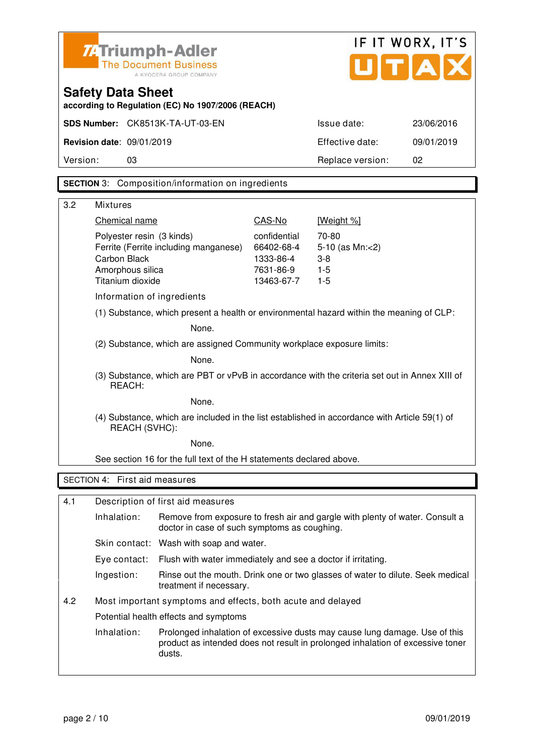## Safety Data Sheet

**according to Regulation (EC) No 1907/2006 (REACH)**

| | | | |
|---|---|---|---|
| **SDS Number:** | CK8513K-TA-UT-03-EN | Issue date: | 23/06/2016 |
| **Revision date:** | 09/01/2019 | Effective date: | 09/01/2019 |
| Version: | 03 | Replace version: | 02 |

## SECTION 3: Composition/information on ingredients

### 3.2 Mixtures

| Chemical name | CAS-No | [Weight %] |
|---|---|---|
| Polyester resin (3 kinds) | confidential | 70-80 |
| Ferrite (Ferrite including manganese) | 66402-68-4 | 5-10 (as Mn:<2) |
| Carbon Black | 1333-86-4 | 3-8 |
| Amorphous silica | 7631-86-9 | 1-5 |
| Titanium dioxide | 13463-67-7 | 1-5 |

Information of ingredients

(1) Substance, which present a health or environmental hazard within the meaning of CLP:

None.

(2) Substance, which are assigned Community workplace exposure limits:

None.

(3) Substance, which are PBT or vPvB in accordance with the criteria set out in Annex XIII of REACH:

None.

(4) Substance, which are included in the list established in accordance with Article 59(1) of REACH (SVHC):

None.

See section 16 for the full text of the H statements declared above.

## SECTION 4: First aid measures

### 4.1 Description of first aid measures

**Inhalation:** Remove from exposure to fresh air and gargle with plenty of water. Consult a doctor in case of such symptoms as coughing.

**Skin contact:** Wash with soap and water.

**Eye contact:** Flush with water immediately and see a doctor if irritating.

**Ingestion:** Rinse out the mouth. Drink one or two glasses of water to dilute. Seek medical treatment if necessary.

### 4.2 Most important symptoms and effects, both acute and delayed

Potential health effects and symptoms

**Inhalation:** Prolonged inhalation of excessive dusts may cause lung damage. Use of this product as intended does not result in prolonged inhalation of excessive toner dusts.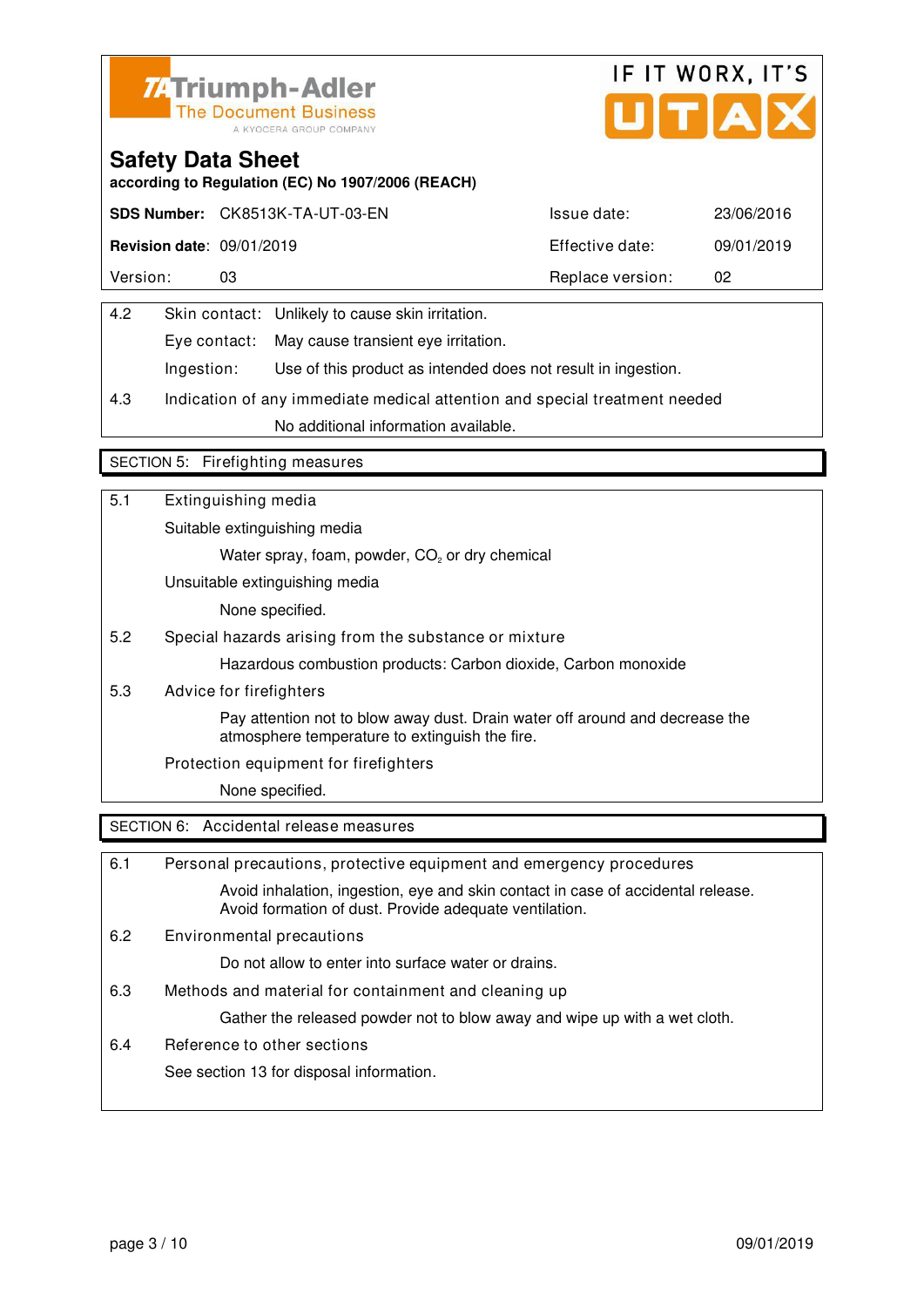Triumph-Adler
The Document Business
A KYOCERA GROUP COMPANY

IF IT WORX, IT'S UTAX

# Safety Data Sheet

**according to Regulation (EC) No 1907/2006 (REACH)**

| **SDS Number:** CK8513K-TA-UT-03-EN | Issue date: 23/06/2016 |
|---|---|
| **Revision date:** 09/01/2019 | Effective date: 09/01/2019 |
| Version: 03 | Replace version: 02 |

4.2 Skin contact: Unlikely to cause skin irritation.

Eye contact: May cause transient eye irritation.

Ingestion: Use of this product as intended does not result in ingestion.

4.3 Indication of any immediate medical attention and special treatment needed

No additional information available.

## SECTION 5: Firefighting measures

5.1 Extinguishing media

Suitable extinguishing media

Water spray, foam, powder, $CO_2$ or dry chemical

Unsuitable extinguishing media

None specified.

5.2 Special hazards arising from the substance or mixture

Hazardous combustion products: Carbon dioxide, Carbon monoxide

5.3 Advice for firefighters

Pay attention not to blow away dust. Drain water off around and decrease the atmosphere temperature to extinguish the fire.

Protection equipment for firefighters

None specified.

## SECTION 6: Accidental release measures

6.1 Personal precautions, protective equipment and emergency procedures

Avoid inhalation, ingestion, eye and skin contact in case of accidental release. Avoid formation of dust. Provide adequate ventilation.

6.2 Environmental precautions

Do not allow to enter into surface water or drains.

6.3 Methods and material for containment and cleaning up

Gather the released powder not to blow away and wipe up with a wet cloth.

6.4 Reference to other sections

See section 13 for disposal information.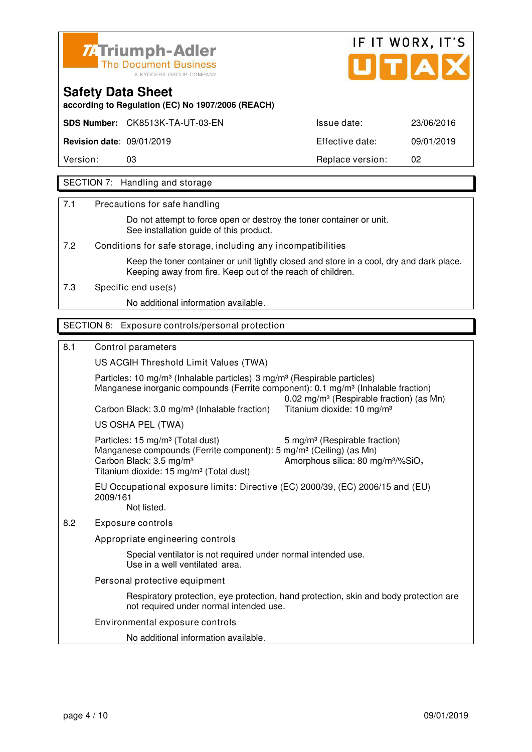Triumph-Adler
The Document Business
A KYOCERA GROUP COMPANY

IF IT WORX, IT'S UTAX

## Safety Data Sheet

**according to Regulation (EC) No 1907/2006 (REACH)**

| | | | |
|---|---|---|---|
| **SDS Number:** | CK8513K-TA-UT-03-EN | Issue date: | 23/06/2016 |
| **Revision date:** | 09/01/2019 | Effective date: | 09/01/2019 |
| Version: | 03 | Replace version: | 02 |

## SECTION 7: Handling and storage

**7.1 Precautions for safe handling**

Do not attempt to force open or destroy the toner container or unit.
See installation guide of this product.

**7.2 Conditions for safe storage, including any incompatibilities**

Keep the toner container or unit tightly closed and store in a cool, dry and dark place. Keeping away from fire. Keep out of the reach of children.

**7.3 Specific end use(s)**

No additional information available.

## SECTION 8: Exposure controls/personal protection

**8.1 Control parameters**

US ACGIH Threshold Limit Values (TWA)

Particles: 10 mg/m³ (Inhalable particles) 3 mg/m³ (Respirable particles)
Manganese inorganic compounds (Ferrite component): 0.1 mg/m³ (Inhalable fraction)
0.02 mg/m³ (Respirable fraction) (as Mn)
Carbon Black: 3.0 mg/m³ (Inhalable fraction) Titanium dioxide: 10 mg/m³

US OSHA PEL (TWA)

Particles: 15 mg/m³ (Total dust) 5 mg/m³ (Respirable fraction)
Manganese compounds (Ferrite component): 5 mg/m³ (Ceiling) (as Mn)
Carbon Black: 3.5 mg/m³ Amorphous silica: 80 mg/m³/%$SiO_2$
Titanium dioxide: 15 mg/m³ (Total dust)

EU Occupational exposure limits: Directive (EC) 2000/39, (EC) 2006/15 and (EU) 2009/161
Not listed.

**8.2 Exposure controls**

Appropriate engineering controls

Special ventilator is not required under normal intended use.
Use in a well ventilated area.

Personal protective equipment

Respiratory protection, eye protection, hand protection, skin and body protection are not required under normal intended use.

Environmental exposure controls

No additional information available.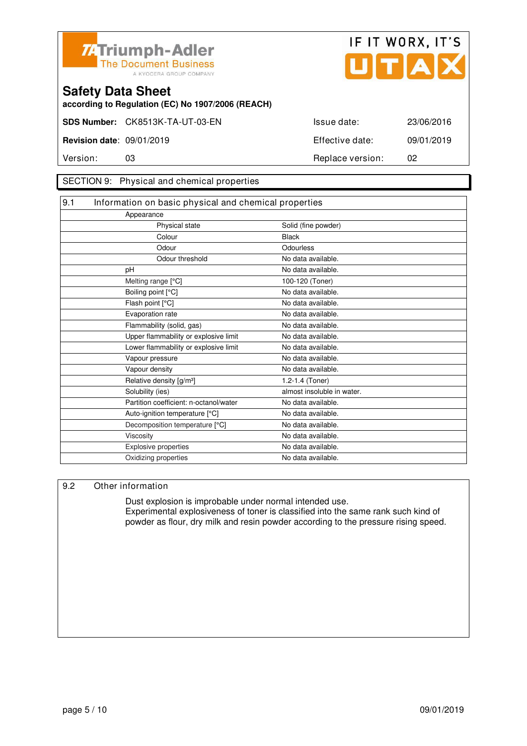Triumph-Adler
The Document Business
A KYOCERA GROUP COMPANY

IF IT WORX, IT'S UTAX

# Safety Data Sheet

**according to Regulation (EC) No 1907/2006 (REACH)**

| | | | |
|---|---|---|---|
| **SDS Number:** | CK8513K-TA-UT-03-EN | Issue date: | 23/06/2016 |
| **Revision date:** | 09/01/2019 | Effective date: | 09/01/2019 |
| Version: | 03 | Replace version: | 02 |

## SECTION 9: Physical and chemical properties

### 9.1 Information on basic physical and chemical properties

| Property | Value |
|---|---|
| Appearance | |
| Physical state | Solid (fine powder) |
| Colour | Black |
| Odour | Odourless |
| Odour threshold | No data available. |
| pH | No data available. |
| Melting range [°C] | 100-120 (Toner) |
| Boiling point [°C] | No data available. |
| Flash point [°C] | No data available. |
| Evaporation rate | No data available. |
| Flammability (solid, gas) | No data available. |
| Upper flammability or explosive limit | No data available. |
| Lower flammability or explosive limit | No data available. |
| Vapour pressure | No data available. |
| Vapour density | No data available. |
| Relative density [g/m³] | 1.2-1.4 (Toner) |
| Solubility (ies) | almost insoluble in water. |
| Partition coefficient: n-octanol/water | No data available. |
| Auto-ignition temperature [°C] | No data available. |
| Decomposition temperature [°C] | No data available. |
| Viscosity | No data available. |
| Explosive properties | No data available. |
| Oxidizing properties | No data available. |

### 9.2 Other information

Dust explosion is improbable under normal intended use.
Experimental explosiveness of toner is classified into the same rank such kind of powder as flour, dry milk and resin powder according to the pressure rising speed.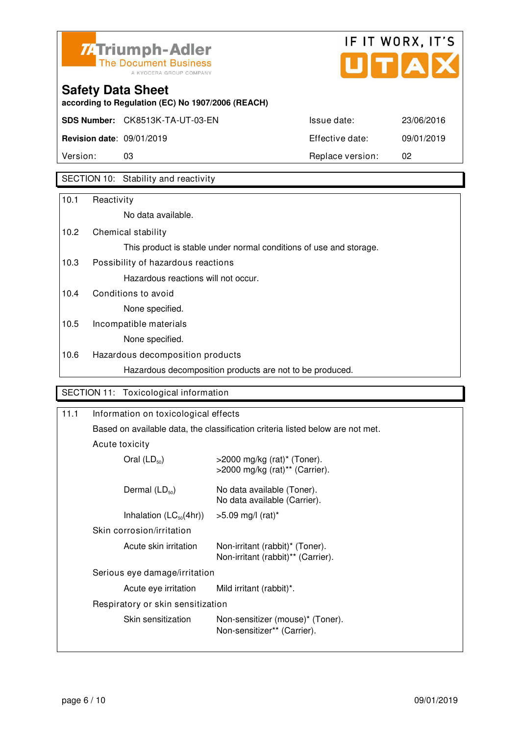**Triumph-Adler** The Document Business — A KYOCERA GROUP COMPANY

IF IT WORX, IT'S UTAX

# Safety Data Sheet

**according to Regulation (EC) No 1907/2006 (REACH)**

| | | | |
|---|---|---|---|
| **SDS Number:** | CK8513K-TA-UT-03-EN | Issue date: | 23/06/2016 |
| **Revision date:** | 09/01/2019 | Effective date: | 09/01/2019 |
| Version: | 03 | Replace version: | 02 |

## SECTION 10: Stability and reactivity

**10.1 Reactivity**

No data available.

**10.2 Chemical stability**

This product is stable under normal conditions of use and storage.

**10.3 Possibility of hazardous reactions**

Hazardous reactions will not occur.

**10.4 Conditions to avoid**

None specified.

**10.5 Incompatible materials**

None specified.

**10.6 Hazardous decomposition products**

Hazardous decomposition products are not to be produced.

## SECTION 11: Toxicological information

**11.1 Information on toxicological effects**

Based on available data, the classification criteria listed below are not met.

Acute toxicity

| | |
|---|---|
| Oral ($LD_{50}$) | >2000 mg/kg (rat)* (Toner).<br>>2000 mg/kg (rat)** (Carrier). |
| Dermal ($LD_{50}$) | No data available (Toner).<br>No data available (Carrier). |
| Inhalation ($LC_{50}$(4hr)) | >5.09 mg/l (rat)* |

Skin corrosion/irritation

| | |
|---|---|
| Acute skin irritation | Non-irritant (rabbit)* (Toner).<br>Non-irritant (rabbit)** (Carrier). |

Serious eye damage/irritation

| | |
|---|---|
| Acute eye irritation | Mild irritant (rabbit)*. |

Respiratory or skin sensitization

| | |
|---|---|
| Skin sensitization | Non-sensitizer (mouse)* (Toner).<br>Non-sensitizer** (Carrier). |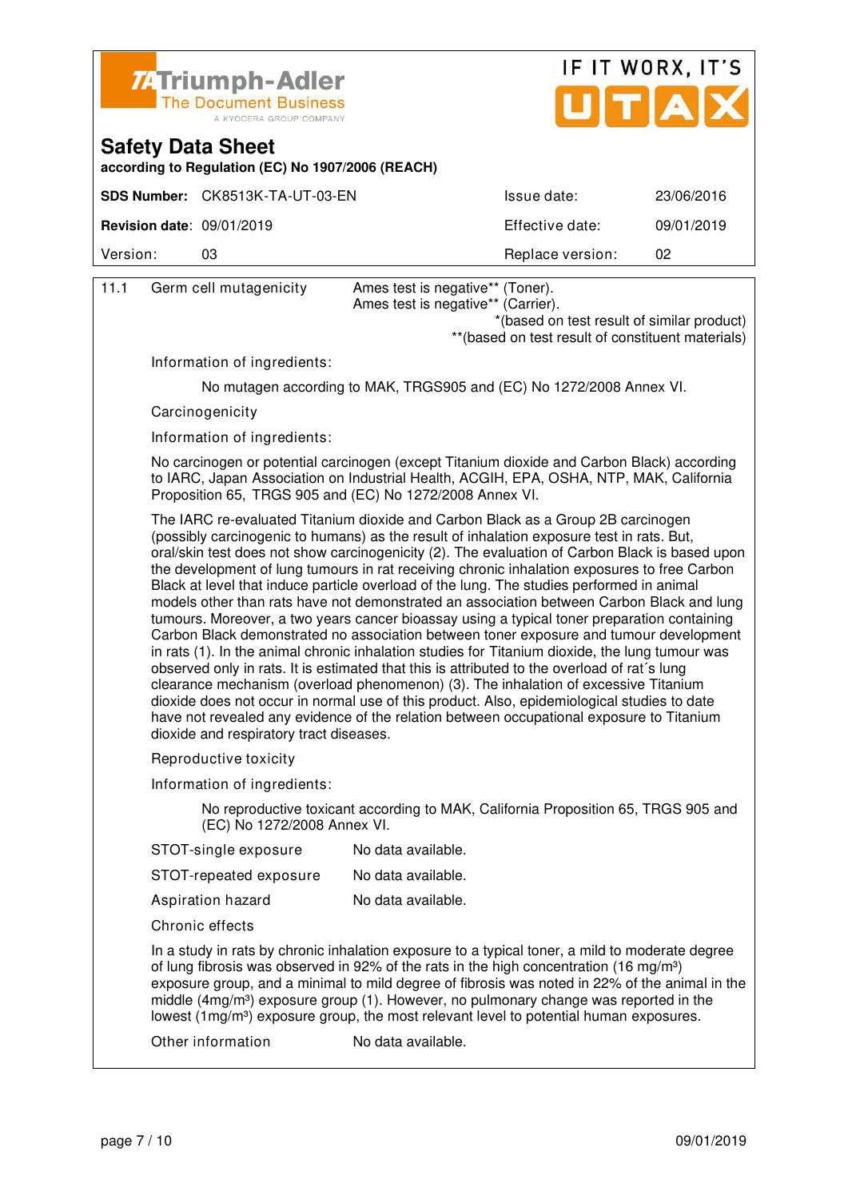**Safety Data Sheet**
**according to Regulation (EC) No 1907/2006 (REACH)**

| **SDS Number:** | CK8513K-TA-UT-03-EN | Issue date: | 23/06/2016 |
|---|---|---|---|
| **Revision date:** | 09/01/2019 | Effective date: | 09/01/2019 |
| Version: | 03 | Replace version: | 02 |

11.1 Germ cell mutagenicity — Ames test is negative** (Toner).
Ames test is negative** (Carrier).

*(based on test result of similar product)
**(based on test result of constituent materials)

Information of ingredients:

No mutagen according to MAK, TRGS905 and (EC) No 1272/2008 Annex VI.

Carcinogenicity

Information of ingredients:

No carcinogen or potential carcinogen (except Titanium dioxide and Carbon Black) according to IARC, Japan Association on Industrial Health, ACGIH, EPA, OSHA, NTP, MAK, California Proposition 65, TRGS 905 and (EC) No 1272/2008 Annex VI.

The IARC re-evaluated Titanium dioxide and Carbon Black as a Group 2B carcinogen (possibly carcinogenic to humans) as the result of inhalation exposure test in rats. But, oral/skin test does not show carcinogenicity (2). The evaluation of Carbon Black is based upon the development of lung tumours in rat receiving chronic inhalation exposures to free Carbon Black at level that induce particle overload of the lung. The studies performed in animal models other than rats have not demonstrated an association between Carbon Black and lung tumours. Moreover, a two years cancer bioassay using a typical toner preparation containing Carbon Black demonstrated no association between toner exposure and tumour development in rats (1). In the animal chronic inhalation studies for Titanium dioxide, the lung tumour was observed only in rats. It is estimated that this is attributed to the overload of rat´s lung clearance mechanism (overload phenomenon) (3). The inhalation of excessive Titanium dioxide does not occur in normal use of this product. Also, epidemiological studies to date have not revealed any evidence of the relation between occupational exposure to Titanium dioxide and respiratory tract diseases.

Reproductive toxicity

Information of ingredients:

No reproductive toxicant according to MAK, California Proposition 65, TRGS 905 and (EC) No 1272/2008 Annex VI.

STOT-single exposure — No data available.

STOT-repeated exposure — No data available.

Aspiration hazard — No data available.

Chronic effects

In a study in rats by chronic inhalation exposure to a typical toner, a mild to moderate degree of lung fibrosis was observed in 92% of the rats in the high concentration (16 mg/m³) exposure group, and a minimal to mild degree of fibrosis was noted in 22% of the animal in the middle (4mg/m³) exposure group (1). However, no pulmonary change was reported in the lowest (1mg/m³) exposure group, the most relevant level to potential human exposures.

Other information — No data available.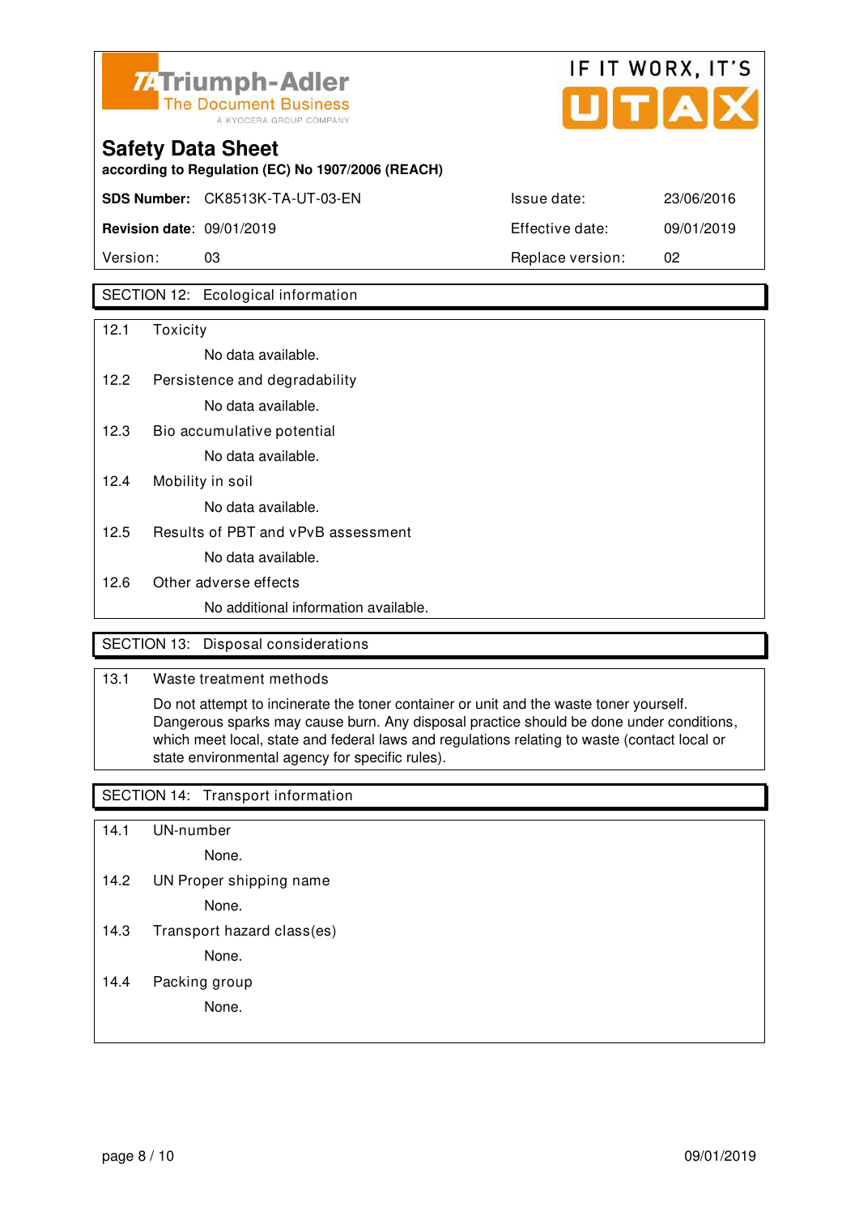## Safety Data Sheet

according to Regulation (EC) No 1907/2006 (REACH)

| | | | |
|---|---|---|---|
| **SDS Number:** | CK8513K-TA-UT-03-EN | Issue date: | 23/06/2016 |
| **Revision date:** | 09/01/2019 | Effective date: | 09/01/2019 |
| Version: | 03 | Replace version: | 02 |

## SECTION 12: Ecological information

12.1 Toxicity

No data available.

12.2 Persistence and degradability

No data available.

12.3 Bio accumulative potential

No data available.

12.4 Mobility in soil

No data available.

12.5 Results of PBT and vPvB assessment

No data available.

12.6 Other adverse effects

No additional information available.

## SECTION 13: Disposal considerations

13.1 Waste treatment methods

Do not attempt to incinerate the toner container or unit and the waste toner yourself. Dangerous sparks may cause burn. Any disposal practice should be done under conditions, which meet local, state and federal laws and regulations relating to waste (contact local or state environmental agency for specific rules).

## SECTION 14: Transport information

14.1 UN-number

None.

14.2 UN Proper shipping name

None.

14.3 Transport hazard class(es)

None.

14.4 Packing group

None.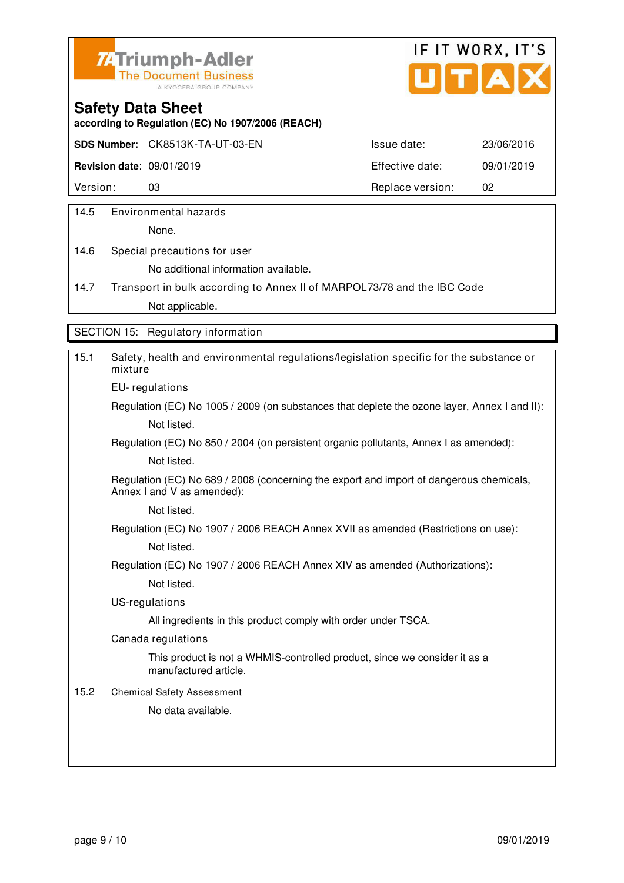14.5 Environmental hazards

None.

14.6 Special precautions for user

No additional information available.

14.7 Transport in bulk according to Annex II of MARPOL73/78 and the IBC Code

Not applicable.

## SECTION 15: Regulatory information

15.1 Safety, health and environmental regulations/legislation specific for the substance or mixture

EU- regulations

Regulation (EC) No 1005 / 2009 (on substances that deplete the ozone layer, Annex I and II):

Not listed.

Regulation (EC) No 850 / 2004 (on persistent organic pollutants, Annex I as amended):

Not listed.

Regulation (EC) No 689 / 2008 (concerning the export and import of dangerous chemicals, Annex I and V as amended):

Not listed.

Regulation (EC) No 1907 / 2006 REACH Annex XVII as amended (Restrictions on use):

Not listed.

Regulation (EC) No 1907 / 2006 REACH Annex XIV as amended (Authorizations):

Not listed.

US-regulations

All ingredients in this product comply with order under TSCA.

Canada regulations

This product is not a WHMIS-controlled product, since we consider it as a manufactured article.

15.2 Chemical Safety Assessment

No data available.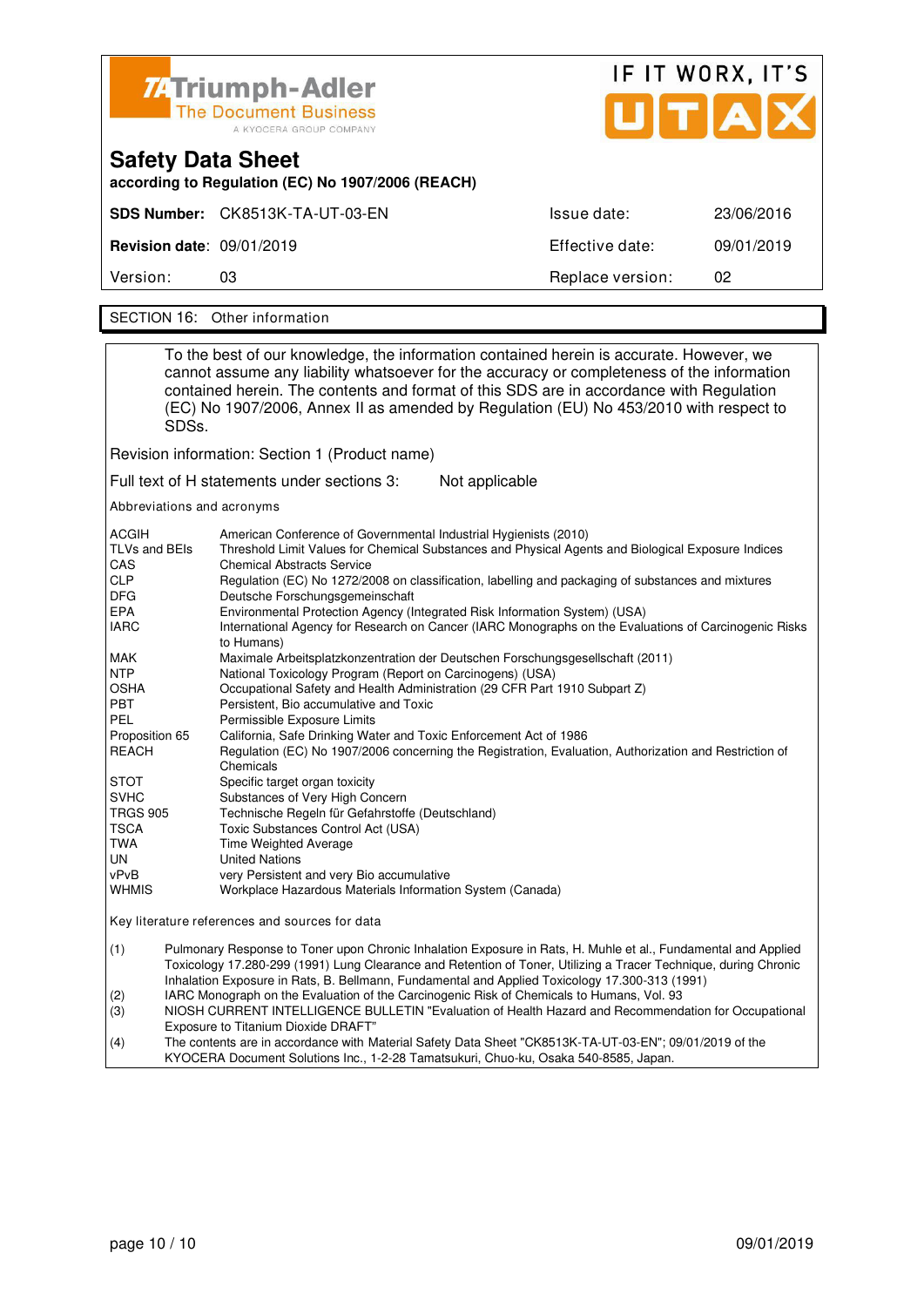Triumph-Adler
The Document Business
A KYOCERA GROUP COMPANY

IF IT WORX, IT'S UTAX

# Safety Data Sheet

**according to Regulation (EC) No 1907/2006 (REACH)**

| **SDS Number:** CK8513K-TA-UT-03-EN | Issue date: | 23/06/2016 |
|---|---|---|
| **Revision date:** 09/01/2019 | Effective date: | 09/01/2019 |
| Version: 03 | Replace version: | 02 |

## SECTION 16: Other information

To the best of our knowledge, the information contained herein is accurate. However, we cannot assume any liability whatsoever for the accuracy or completeness of the information contained herein. The contents and format of this SDS are in accordance with Regulation (EC) No 1907/2006, Annex II as amended by Regulation (EU) No 453/2010 with respect to SDSs.

Revision information: Section 1 (Product name)

Full text of H statements under sections 3: Not applicable

Abbreviations and acronyms

| | |
|---|---|
| ACGIH | American Conference of Governmental Industrial Hygienists (2010) |
| TLVs and BEIs | Threshold Limit Values for Chemical Substances and Physical Agents and Biological Exposure Indices |
| CAS | Chemical Abstracts Service |
| CLP | Regulation (EC) No 1272/2008 on classification, labelling and packaging of substances and mixtures |
| DFG | Deutsche Forschungsgemeinschaft |
| EPA | Environmental Protection Agency (Integrated Risk Information System) (USA) |
| IARC | International Agency for Research on Cancer (IARC Monographs on the Evaluations of Carcinogenic Risks to Humans) |
| MAK | Maximale Arbeitsplatzkonzentration der Deutschen Forschungsgesellschaft (2011) |
| NTP | National Toxicology Program (Report on Carcinogens) (USA) |
| OSHA | Occupational Safety and Health Administration (29 CFR Part 1910 Subpart Z) |
| PBT | Persistent, Bio accumulative and Toxic |
| PEL | Permissible Exposure Limits |
| Proposition 65 | California, Safe Drinking Water and Toxic Enforcement Act of 1986 |
| REACH | Regulation (EC) No 1907/2006 concerning the Registration, Evaluation, Authorization and Restriction of Chemicals |
| STOT | Specific target organ toxicity |
| SVHC | Substances of Very High Concern |
| TRGS 905 | Technische Regeln für Gefahrstoffe (Deutschland) |
| TSCA | Toxic Substances Control Act (USA) |
| TWA | Time Weighted Average |
| UN | United Nations |
| vPvB | very Persistent and very Bio accumulative |
| WHMIS | Workplace Hazardous Materials Information System (Canada) |

Key literature references and sources for data

(1) Pulmonary Response to Toner upon Chronic Inhalation Exposure in Rats, H. Muhle et al., Fundamental and Applied Toxicology 17.280-299 (1991) Lung Clearance and Retention of Toner, Utilizing a Tracer Technique, during Chronic Inhalation Exposure in Rats, B. Bellmann, Fundamental and Applied Toxicology 17.300-313 (1991)

(2) IARC Monograph on the Evaluation of the Carcinogenic Risk of Chemicals to Humans, Vol. 93

(3) NIOSH CURRENT INTELLIGENCE BULLETIN "Evaluation of Health Hazard and Recommendation for Occupational Exposure to Titanium Dioxide DRAFT"

(4) The contents are in accordance with Material Safety Data Sheet "CK8513K-TA-UT-03-EN"; 09/01/2019 of the KYOCERA Document Solutions Inc., 1-2-28 Tamatsukuri, Chuo-ku, Osaka 540-8585, Japan.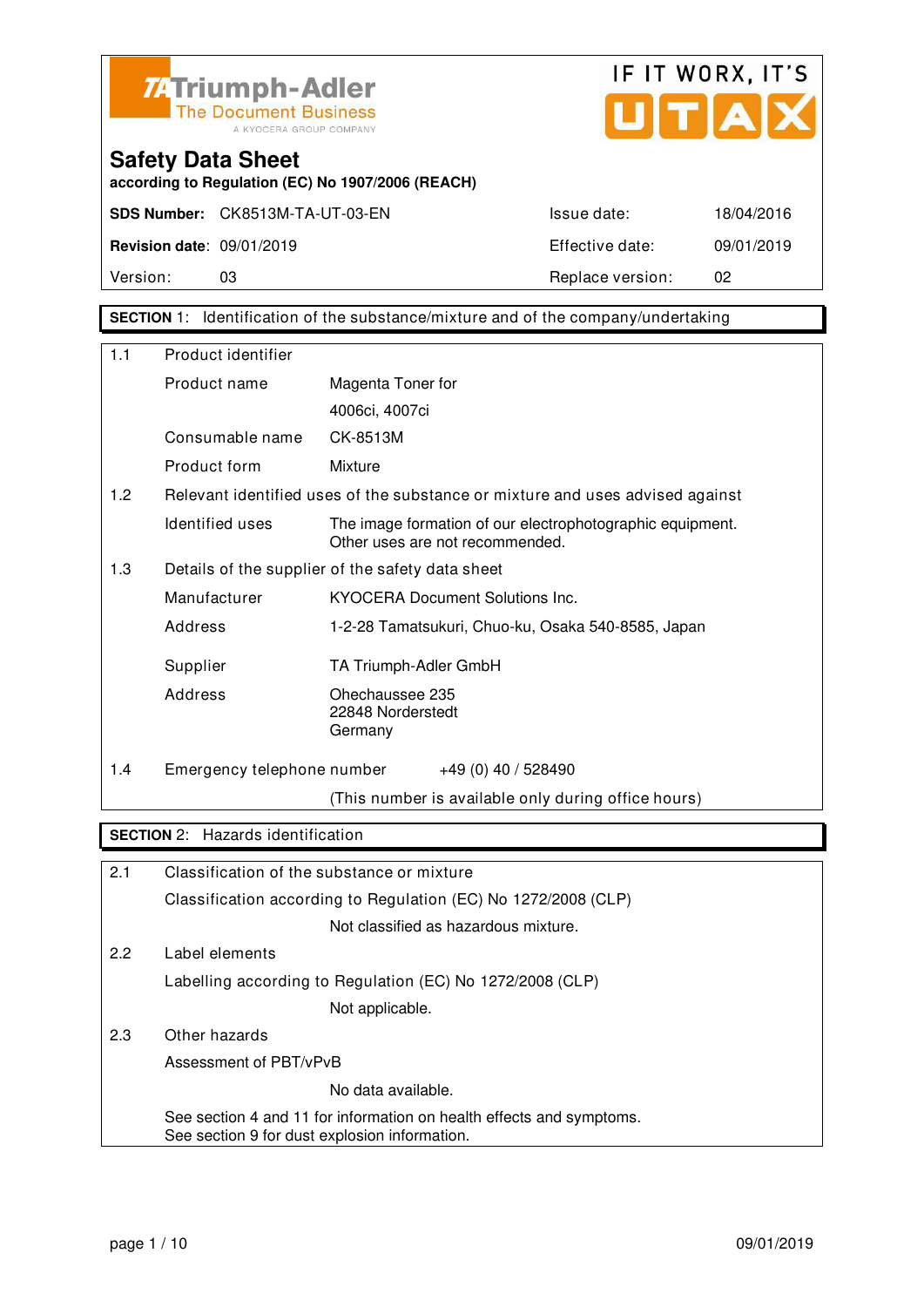TA Triumph-Adler
The Document Business
A KYOCERA GROUP COMPANY

IF IT WORX, IT'S UTAX

# Safety Data Sheet

**according to Regulation (EC) No 1907/2006 (REACH)**

| | | | |
|---|---|---|---|
| **SDS Number:** | CK8513M-TA-UT-03-EN | Issue date: | 18/04/2016 |
| **Revision date:** | 09/01/2019 | Effective date: | 09/01/2019 |
| Version: | 03 | Replace version: | 02 |

## SECTION 1: Identification of the substance/mixture and of the company/undertaking

**1.1 Product identifier**

| | |
|---|---|
| Product name | Magenta Toner for 4006ci, 4007ci |
| Consumable name | CK-8513M |
| Product form | Mixture |

**1.2 Relevant identified uses of the substance or mixture and uses advised against**

| | |
|---|---|
| Identified uses | The image formation of our electrophotographic equipment. Other uses are not recommended. |

**1.3 Details of the supplier of the safety data sheet**

| | |
|---|---|
| Manufacturer | KYOCERA Document Solutions Inc. |
| Address | 1-2-28 Tamatsukuri, Chuo-ku, Osaka 540-8585, Japan |
| Supplier | TA Triumph-Adler GmbH |
| Address | Ohechaussee 235<br>22848 Norderstedt<br>Germany |

**1.4 Emergency telephone number** +49 (0) 40 / 528490

(This number is available only during office hours)

## SECTION 2: Hazards identification

**2.1 Classification of the substance or mixture**

Classification according to Regulation (EC) No 1272/2008 (CLP)

Not classified as hazardous mixture.

**2.2 Label elements**

Labelling according to Regulation (EC) No 1272/2008 (CLP)

Not applicable.

**2.3 Other hazards**

Assessment of PBT/vPvB

No data available.

See section 4 and 11 for information on health effects and symptoms.
See section 9 for dust explosion information.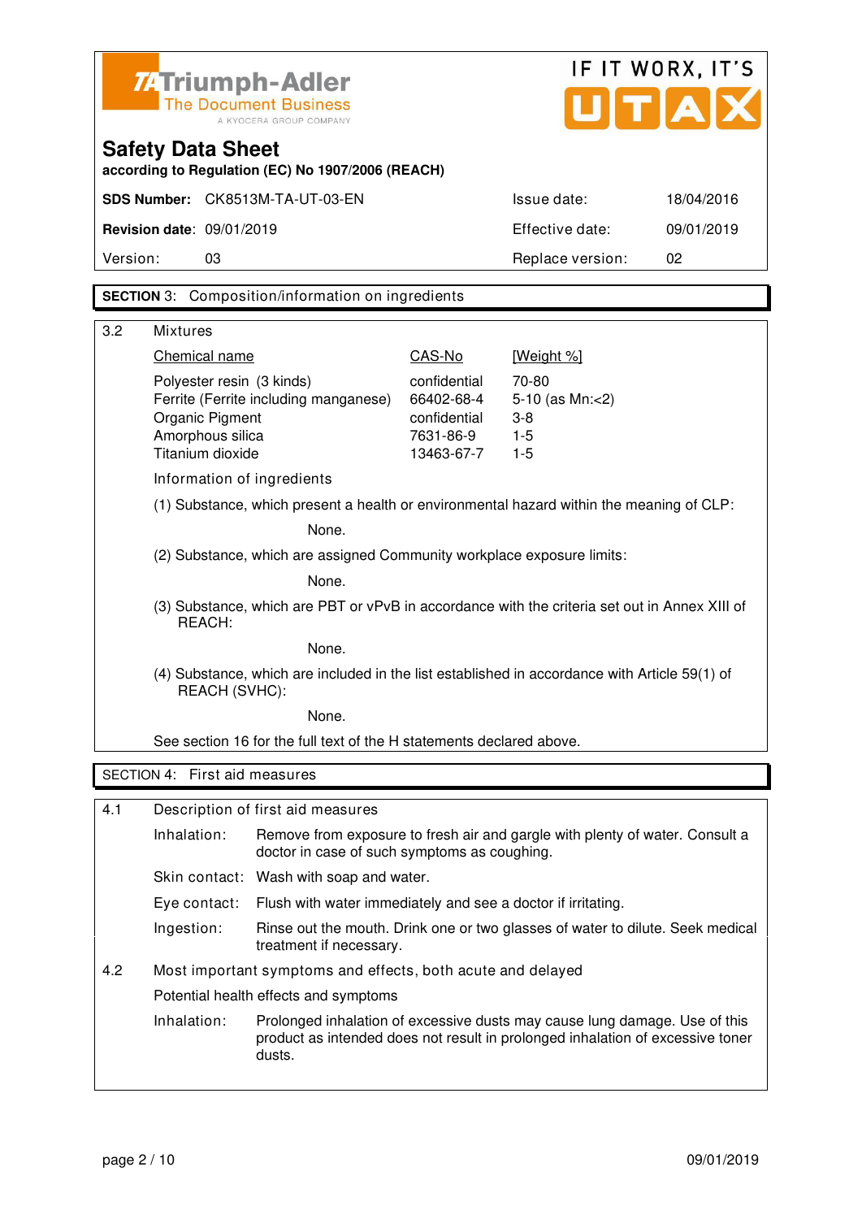Triumph-Adler
The Document Business
A KYOCERA GROUP COMPANY

IF IT WORX, IT'S UTAX

# Safety Data Sheet

**according to Regulation (EC) No 1907/2006 (REACH)**

| | | | |
|---|---|---|---|
| **SDS Number:** | CK8513M-TA-UT-03-EN | Issue date: | 18/04/2016 |
| **Revision date:** | 09/01/2019 | Effective date: | 09/01/2019 |
| Version: | 03 | Replace version: | 02 |

## SECTION 3: Composition/information on ingredients

### 3.2 Mixtures

| Chemical name | CAS-No | [Weight %] |
|---|---|---|
| Polyester resin (3 kinds) | confidential | 70-80 |
| Ferrite (Ferrite including manganese) | 66402-68-4 | 5-10 (as Mn:<2) |
| Organic Pigment | confidential | 3-8 |
| Amorphous silica | 7631-86-9 | 1-5 |
| Titanium dioxide | 13463-67-7 | 1-5 |

Information of ingredients

(1) Substance, which present a health or environmental hazard within the meaning of CLP:

None.

(2) Substance, which are assigned Community workplace exposure limits:

None.

(3) Substance, which are PBT or vPvB in accordance with the criteria set out in Annex XIII of REACH:

None.

(4) Substance, which are included in the list established in accordance with Article 59(1) of REACH (SVHC):

None.

See section 16 for the full text of the H statements declared above.

## SECTION 4: First aid measures

### 4.1 Description of first aid measures

**Inhalation:** Remove from exposure to fresh air and gargle with plenty of water. Consult a doctor in case of such symptoms as coughing.

**Skin contact:** Wash with soap and water.

**Eye contact:** Flush with water immediately and see a doctor if irritating.

**Ingestion:** Rinse out the mouth. Drink one or two glasses of water to dilute. Seek medical treatment if necessary.

### 4.2 Most important symptoms and effects, both acute and delayed

Potential health effects and symptoms

**Inhalation:** Prolonged inhalation of excessive dusts may cause lung damage. Use of this product as intended does not result in prolonged inhalation of excessive toner dusts.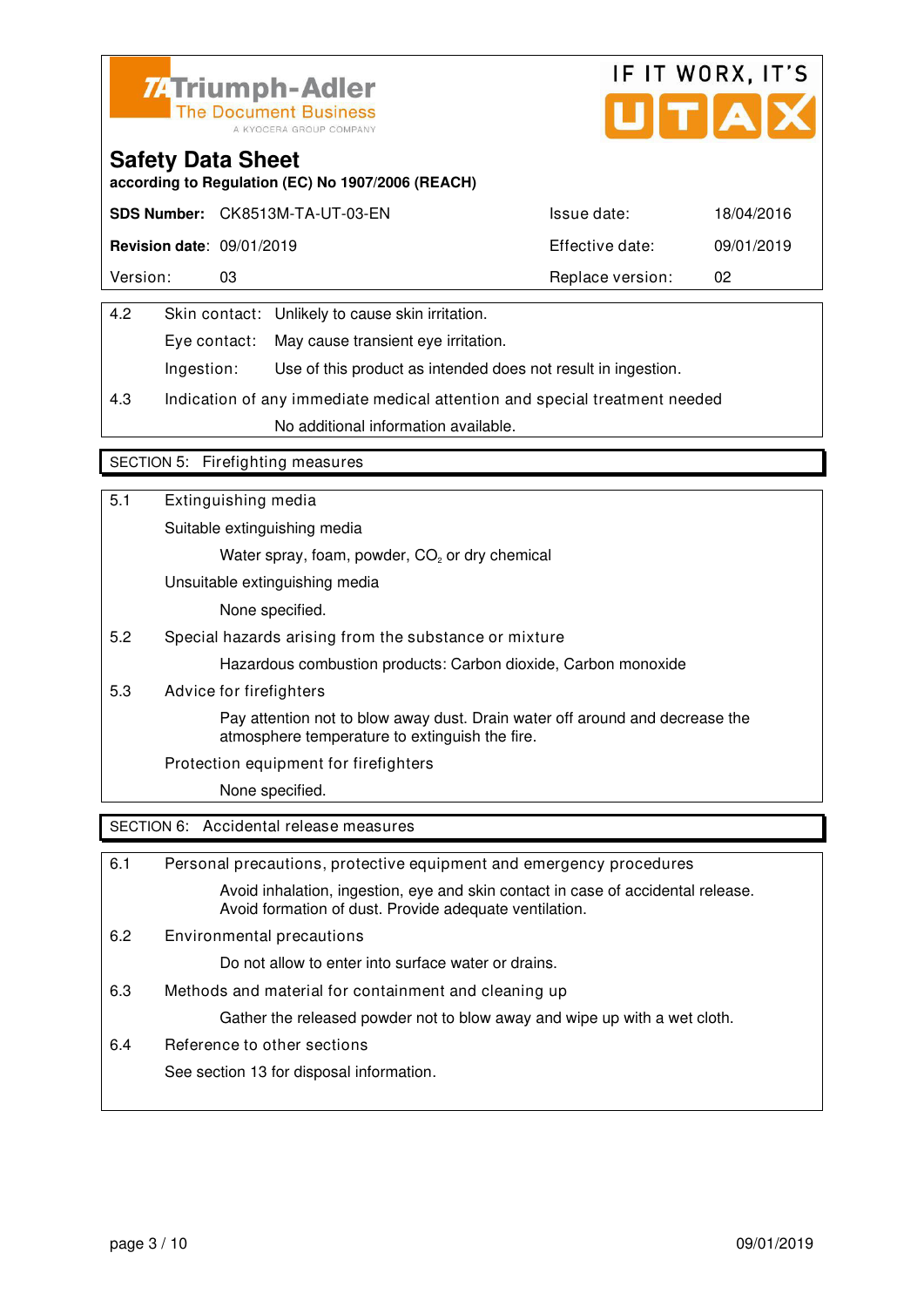Triumph-Adler
The Document Business
A KYOCERA GROUP COMPANY

IF IT WORX, IT'S UTAX

# Safety Data Sheet

**according to Regulation (EC) No 1907/2006 (REACH)**

| **SDS Number:** CK8513M-TA-UT-03-EN | Issue date: | 18/04/2016 |
|---|---|---|
| **Revision date:** 09/01/2019 | Effective date: | 09/01/2019 |
| Version: 03 | Replace version: | 02 |

4.2 Skin contact: Unlikely to cause skin irritation.

Eye contact: May cause transient eye irritation.

Ingestion: Use of this product as intended does not result in ingestion.

4.3 Indication of any immediate medical attention and special treatment needed

No additional information available.

## SECTION 5: Firefighting measures

5.1 Extinguishing media

Suitable extinguishing media

Water spray, foam, powder, $CO_2$ or dry chemical

Unsuitable extinguishing media

None specified.

5.2 Special hazards arising from the substance or mixture

Hazardous combustion products: Carbon dioxide, Carbon monoxide

5.3 Advice for firefighters

Pay attention not to blow away dust. Drain water off around and decrease the atmosphere temperature to extinguish the fire.

Protection equipment for firefighters

None specified.

## SECTION 6: Accidental release measures

6.1 Personal precautions, protective equipment and emergency procedures

Avoid inhalation, ingestion, eye and skin contact in case of accidental release. Avoid formation of dust. Provide adequate ventilation.

6.2 Environmental precautions

Do not allow to enter into surface water or drains.

6.3 Methods and material for containment and cleaning up

Gather the released powder not to blow away and wipe up with a wet cloth.

6.4 Reference to other sections

See section 13 for disposal information.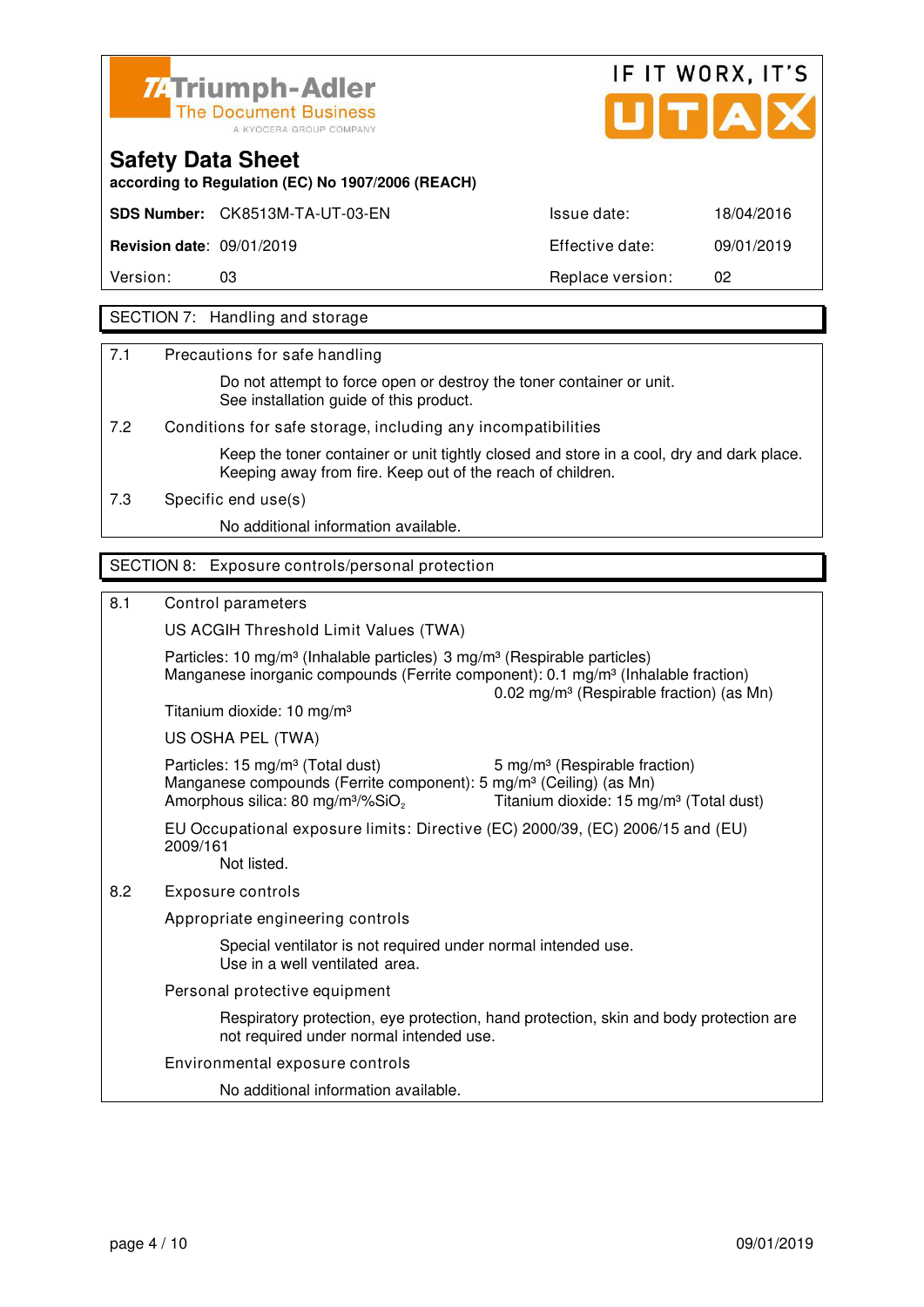Triumph-Adler
The Document Business
A KYOCERA GROUP COMPANY

IF IT WORX, IT'S UTAX

# Safety Data Sheet

**according to Regulation (EC) No 1907/2006 (REACH)**

| **SDS Number:** | CK8513M-TA-UT-03-EN | Issue date: | 18/04/2016 |
|---|---|---|---|
| **Revision date:** | 09/01/2019 | Effective date: | 09/01/2019 |
| Version: | 03 | Replace version: | 02 |

## SECTION 7: Handling and storage

7.1 Precautions for safe handling

Do not attempt to force open or destroy the toner container or unit.
See installation guide of this product.

7.2 Conditions for safe storage, including any incompatibilities

Keep the toner container or unit tightly closed and store in a cool, dry and dark place.
Keeping away from fire. Keep out of the reach of children.

7.3 Specific end use(s)

No additional information available.

## SECTION 8: Exposure controls/personal protection

8.1 Control parameters

US ACGIH Threshold Limit Values (TWA)

Particles: 10 mg/m³ (Inhalable particles) 3 mg/m³ (Respirable particles)
Manganese inorganic compounds (Ferrite component): 0.1 mg/m³ (Inhalable fraction)
0.02 mg/m³ (Respirable fraction) (as Mn)
Titanium dioxide: 10 mg/m³

US OSHA PEL (TWA)

Particles: 15 mg/m³ (Total dust) 5 mg/m³ (Respirable fraction)
Manganese compounds (Ferrite component): 5 mg/m³ (Ceiling) (as Mn)
Amorphous silica: 80 mg/m³/%$SiO_2$ Titanium dioxide: 15 mg/m³ (Total dust)

EU Occupational exposure limits: Directive (EC) 2000/39, (EC) 2006/15 and (EU) 2009/161

Not listed.

8.2 Exposure controls

Appropriate engineering controls

Special ventilator is not required under normal intended use.
Use in a well ventilated area.

Personal protective equipment

Respiratory protection, eye protection, hand protection, skin and body protection are not required under normal intended use.

Environmental exposure controls

No additional information available.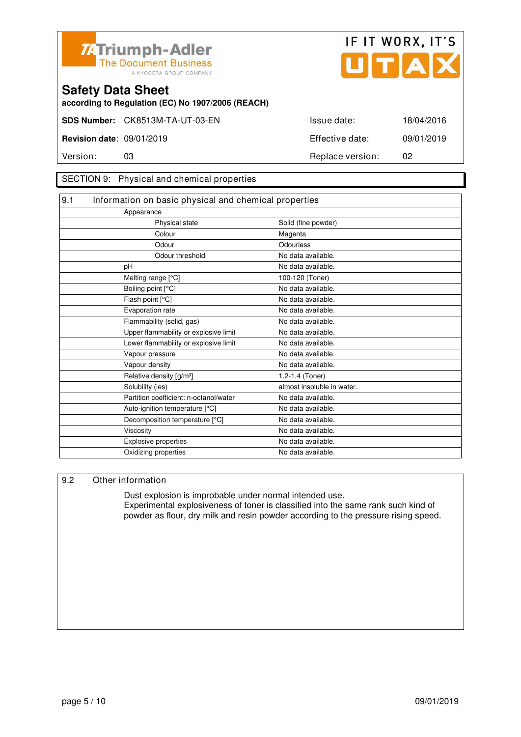Triumph-Adler
The Document Business
A KYOCERA GROUP COMPANY

IF IT WORX, IT'S UTAX

# Safety Data Sheet

**according to Regulation (EC) No 1907/2006 (REACH)**

| **SDS Number:** | CK8513M-TA-UT-03-EN | Issue date: | 18/04/2016 |
|---|---|---|---|
| **Revision date:** | 09/01/2019 | Effective date: | 09/01/2019 |
| Version: | 03 | Replace version: | 02 |

## SECTION 9: Physical and chemical properties

### 9.1 Information on basic physical and chemical properties

| Property | Value |
|---|---|
| Appearance | |
| Physical state | Solid (fine powder) |
| Colour | Magenta |
| Odour | Odourless |
| Odour threshold | No data available. |
| pH | No data available. |
| Melting range [°C] | 100-120 (Toner) |
| Boiling point [°C] | No data available. |
| Flash point [°C] | No data available. |
| Evaporation rate | No data available. |
| Flammability (solid, gas) | No data available. |
| Upper flammability or explosive limit | No data available. |
| Lower flammability or explosive limit | No data available. |
| Vapour pressure | No data available. |
| Vapour density | No data available. |
| Relative density [g/m³] | 1.2-1.4 (Toner) |
| Solubility (ies) | almost insoluble in water. |
| Partition coefficient: n-octanol/water | No data available. |
| Auto-ignition temperature [°C] | No data available. |
| Decomposition temperature [°C] | No data available. |
| Viscosity | No data available. |
| Explosive properties | No data available. |
| Oxidizing properties | No data available. |

### 9.2 Other information

Dust explosion is improbable under normal intended use.
Experimental explosiveness of toner is classified into the same rank such kind of powder as flour, dry milk and resin powder according to the pressure rising speed.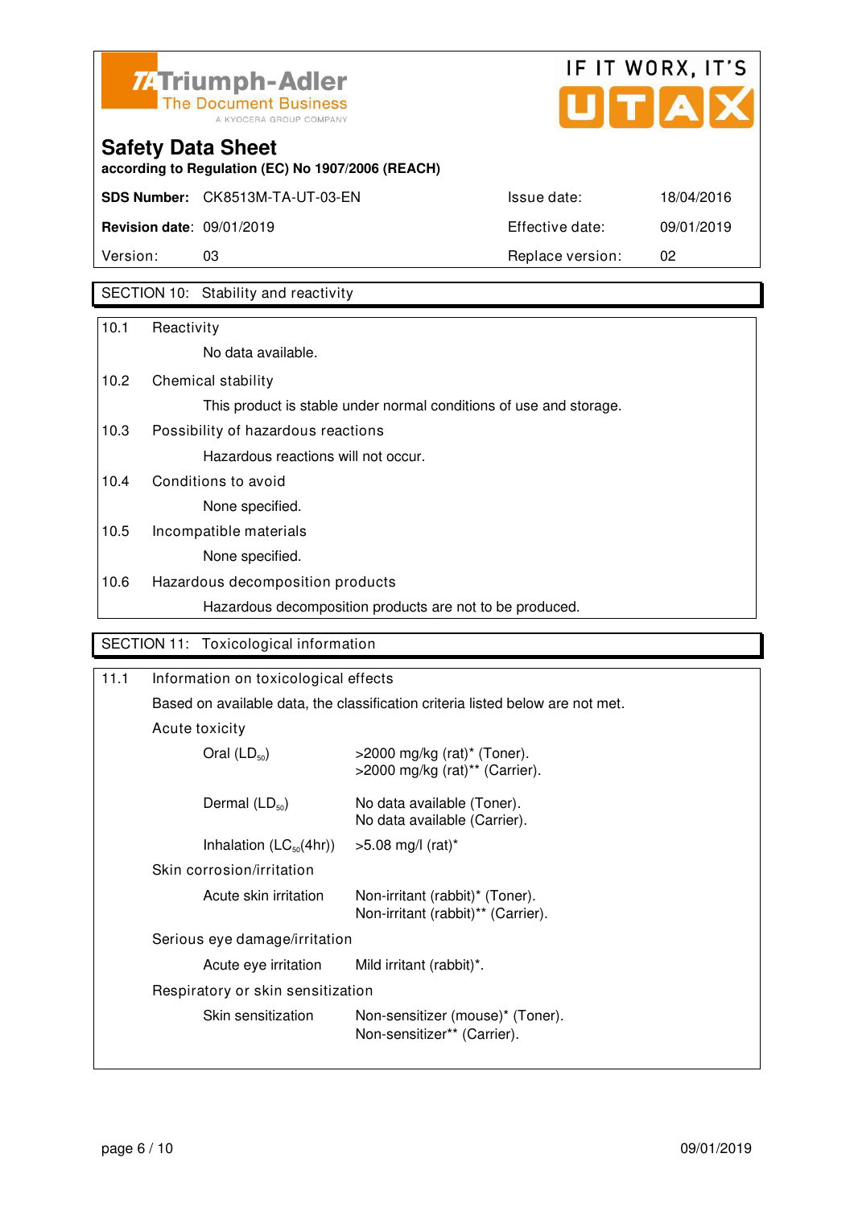Triumph-Adler
The Document Business
A KYOCERA GROUP COMPANY

IF IT WORX, IT'S UTAX

# Safety Data Sheet

**according to Regulation (EC) No 1907/2006 (REACH)**

| | | | |
|---|---|---|---|
| **SDS Number:** | CK8513M-TA-UT-03-EN | Issue date: | 18/04/2016 |
| **Revision date:** | 09/01/2019 | Effective date: | 09/01/2019 |
| Version: | 03 | Replace version: | 02 |

## SECTION 10: Stability and reactivity

**10.1 Reactivity**

No data available.

**10.2 Chemical stability**

This product is stable under normal conditions of use and storage.

**10.3 Possibility of hazardous reactions**

Hazardous reactions will not occur.

**10.4 Conditions to avoid**

None specified.

**10.5 Incompatible materials**

None specified.

**10.6 Hazardous decomposition products**

Hazardous decomposition products are not to be produced.

## SECTION 11: Toxicological information

**11.1 Information on toxicological effects**

Based on available data, the classification criteria listed below are not met.

Acute toxicity

| | |
|---|---|
| Oral ($LD_{50}$) | >2000 mg/kg (rat)* (Toner).<br>>2000 mg/kg (rat)** (Carrier). |
| Dermal ($LD_{50}$) | No data available (Toner).<br>No data available (Carrier). |
| Inhalation ($LC_{50}$(4hr)) | >5.08 mg/l (rat)* |

Skin corrosion/irritation

| | |
|---|---|
| Acute skin irritation | Non-irritant (rabbit)* (Toner).<br>Non-irritant (rabbit)** (Carrier). |

Serious eye damage/irritation

| | |
|---|---|
| Acute eye irritation | Mild irritant (rabbit)*. |

Respiratory or skin sensitization

| | |
|---|---|
| Skin sensitization | Non-sensitizer (mouse)* (Toner).<br>Non-sensitizer** (Carrier). |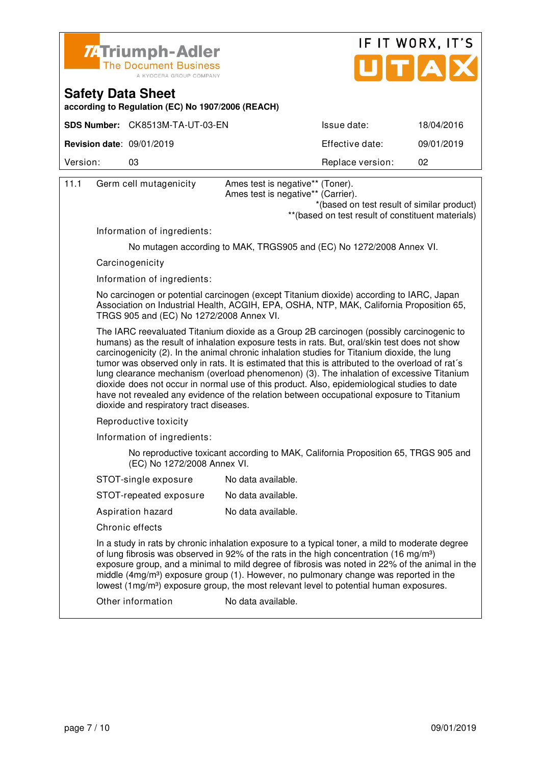| 11.1 | Germ cell mutagenicity | Ames test is negative** (Toner).<br>Ames test is negative** (Carrier).<br>*(based on test result of similar product)<br>**(based on test result of constituent materials) |
|---|---|---|

Information of ingredients:

No mutagen according to MAK, TRGS905 and (EC) No 1272/2008 Annex VI.

Carcinogenicity

Information of ingredients:

No carcinogen or potential carcinogen (except Titanium dioxide) according to IARC, Japan Association on Industrial Health, ACGIH, EPA, OSHA, NTP, MAK, California Proposition 65, TRGS 905 and (EC) No 1272/2008 Annex VI.

The IARC reevaluated Titanium dioxide as a Group 2B carcinogen (possibly carcinogenic to humans) as the result of inhalation exposure tests in rats. But, oral/skin test does not show carcinogenicity (2). In the animal chronic inhalation studies for Titanium dioxide, the lung tumor was observed only in rats. It is estimated that this is attributed to the overload of rat´s lung clearance mechanism (overload phenomenon) (3). The inhalation of excessive Titanium dioxide does not occur in normal use of this product. Also, epidemiological studies to date have not revealed any evidence of the relation between occupational exposure to Titanium dioxide and respiratory tract diseases.

Reproductive toxicity

Information of ingredients:

No reproductive toxicant according to MAK, California Proposition 65, TRGS 905 and (EC) No 1272/2008 Annex VI.

| | |
|---|---|
| STOT-single exposure | No data available. |
| STOT-repeated exposure | No data available. |
| Aspiration hazard | No data available. |

Chronic effects

In a study in rats by chronic inhalation exposure to a typical toner, a mild to moderate degree of lung fibrosis was observed in 92% of the rats in the high concentration (16 $mg/m^3$) exposure group, and a minimal to mild degree of fibrosis was noted in 22% of the animal in the middle (4$mg/m^3$) exposure group (1). However, no pulmonary change was reported in the lowest (1$mg/m^3$) exposure group, the most relevant level to potential human exposures.

| | |
|---|---|
| Other information | No data available. |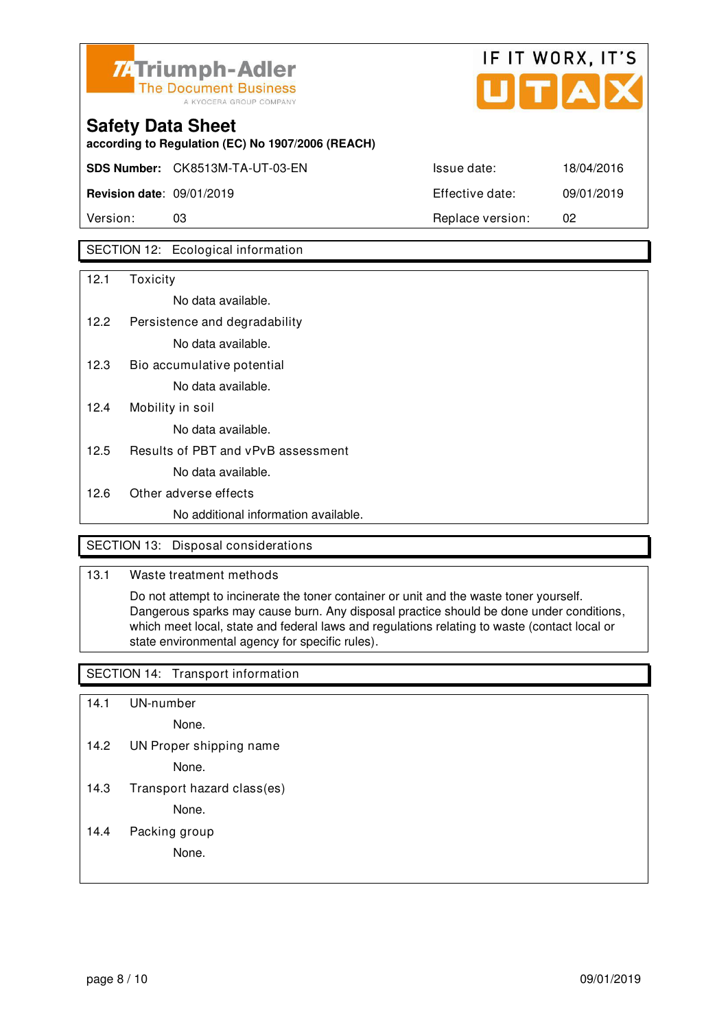## SECTION 12: Ecological information

12.1 Toxicity

No data available.

12.2 Persistence and degradability

No data available.

12.3 Bio accumulative potential

No data available.

12.4 Mobility in soil

No data available.

12.5 Results of PBT and vPvB assessment

No data available.

12.6 Other adverse effects

No additional information available.

## SECTION 13: Disposal considerations

13.1 Waste treatment methods

Do not attempt to incinerate the toner container or unit and the waste toner yourself. Dangerous sparks may cause burn. Any disposal practice should be done under conditions, which meet local, state and federal laws and regulations relating to waste (contact local or state environmental agency for specific rules).

## SECTION 14: Transport information

14.1 UN-number

None.

14.2 UN Proper shipping name

None.

14.3 Transport hazard class(es)

None.

14.4 Packing group

None.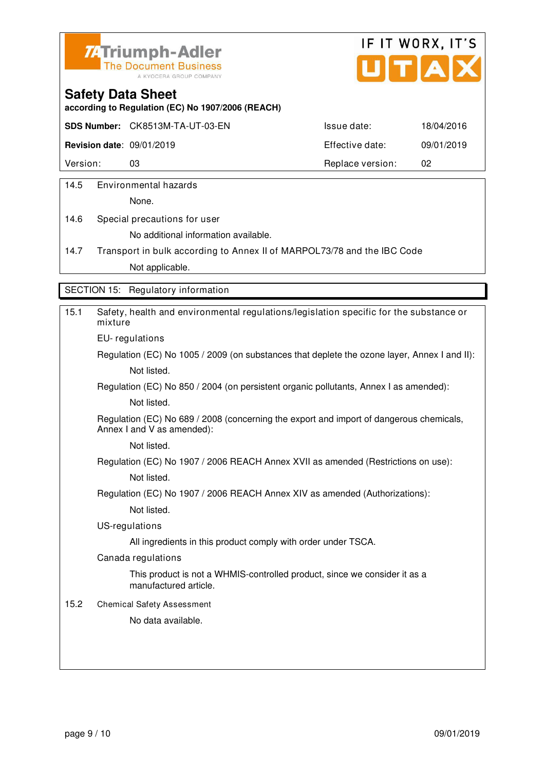## Safety Data Sheet

**according to Regulation (EC) No 1907/2006 (REACH)**

| **SDS Number:** | CK8513M-TA-UT-03-EN | Issue date: | 18/04/2016 |
|---|---|---|---|
| **Revision date:** | 09/01/2019 | Effective date: | 09/01/2019 |
| Version: | 03 | Replace version: | 02 |

14.5 Environmental hazards

None.

14.6 Special precautions for user

No additional information available.

14.7 Transport in bulk according to Annex II of MARPOL73/78 and the IBC Code

Not applicable.

## SECTION 15: Regulatory information

15.1 Safety, health and environmental regulations/legislation specific for the substance or mixture

EU- regulations

Regulation (EC) No 1005 / 2009 (on substances that deplete the ozone layer, Annex I and II):

Not listed.

Regulation (EC) No 850 / 2004 (on persistent organic pollutants, Annex I as amended):

Not listed.

Regulation (EC) No 689 / 2008 (concerning the export and import of dangerous chemicals, Annex I and V as amended):

Not listed.

Regulation (EC) No 1907 / 2006 REACH Annex XVII as amended (Restrictions on use):

Not listed.

Regulation (EC) No 1907 / 2006 REACH Annex XIV as amended (Authorizations):

Not listed.

US-regulations

All ingredients in this product comply with order under TSCA.

Canada regulations

This product is not a WHMIS-controlled product, since we consider it as a manufactured article.

15.2 Chemical Safety Assessment

No data available.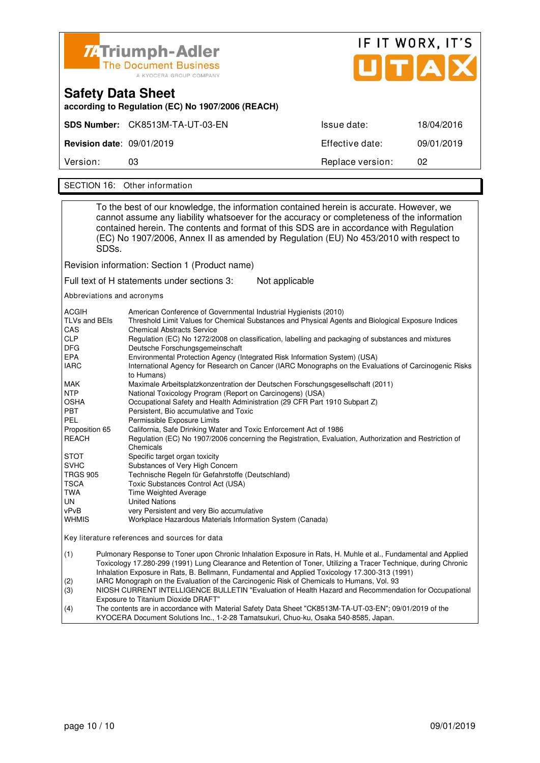Triumph-Adler
The Document Business
A KYOCERA GROUP COMPANY

IF IT WORX, IT'S UTAX

# Safety Data Sheet

**according to Regulation (EC) No 1907/2006 (REACH)**

| **SDS Number:** CK8513M-TA-UT-03-EN | Issue date: | 18/04/2016 |
|---|---|---|
| **Revision date:** 09/01/2019 | Effective date: | 09/01/2019 |
| Version: 03 | Replace version: | 02 |

## SECTION 16: Other information

To the best of our knowledge, the information contained herein is accurate. However, we cannot assume any liability whatsoever for the accuracy or completeness of the information contained herein. The contents and format of this SDS are in accordance with Regulation (EC) No 1907/2006, Annex II as amended by Regulation (EU) No 453/2010 with respect to SDSs.

Revision information: Section 1 (Product name)

Full text of H statements under sections 3: Not applicable

Abbreviations and acronyms

| | |
|---|---|
| ACGIH | American Conference of Governmental Industrial Hygienists (2010) |
| TLVs and BEIs | Threshold Limit Values for Chemical Substances and Physical Agents and Biological Exposure Indices |
| CAS | Chemical Abstracts Service |
| CLP | Regulation (EC) No 1272/2008 on classification, labelling and packaging of substances and mixtures |
| DFG | Deutsche Forschungsgemeinschaft |
| EPA | Environmental Protection Agency (Integrated Risk Information System) (USA) |
| IARC | International Agency for Research on Cancer (IARC Monographs on the Evaluations of Carcinogenic Risks to Humans) |
| MAK | Maximale Arbeitsplatzkonzentration der Deutschen Forschungsgesellschaft (2011) |
| NTP | National Toxicology Program (Report on Carcinogens) (USA) |
| OSHA | Occupational Safety and Health Administration (29 CFR Part 1910 Subpart Z) |
| PBT | Persistent, Bio accumulative and Toxic |
| PEL | Permissible Exposure Limits |
| Proposition 65 | California, Safe Drinking Water and Toxic Enforcement Act of 1986 |
| REACH | Regulation (EC) No 1907/2006 concerning the Registration, Evaluation, Authorization and Restriction of Chemicals |
| STOT | Specific target organ toxicity |
| SVHC | Substances of Very High Concern |
| TRGS 905 | Technische Regeln für Gefahrstoffe (Deutschland) |
| TSCA | Toxic Substances Control Act (USA) |
| TWA | Time Weighted Average |
| UN | United Nations |
| vPvB | very Persistent and very Bio accumulative |
| WHMIS | Workplace Hazardous Materials Information System (Canada) |

Key literature references and sources for data

(1) Pulmonary Response to Toner upon Chronic Inhalation Exposure in Rats, H. Muhle et al., Fundamental and Applied Toxicology 17.280-299 (1991) Lung Clearance and Retention of Toner, Utilizing a Tracer Technique, during Chronic Inhalation Exposure in Rats, B. Bellmann, Fundamental and Applied Toxicology 17.300-313 (1991)

(2) IARC Monograph on the Evaluation of the Carcinogenic Risk of Chemicals to Humans, Vol. 93

(3) NIOSH CURRENT INTELLIGENCE BULLETIN "Evaluation of Health Hazard and Recommendation for Occupational Exposure to Titanium Dioxide DRAFT"

(4) The contents are in accordance with Material Safety Data Sheet "CK8513M-TA-UT-03-EN"; 09/01/2019 of the KYOCERA Document Solutions Inc., 1-2-28 Tamatsukuri, Chuo-ku, Osaka 540-8585, Japan.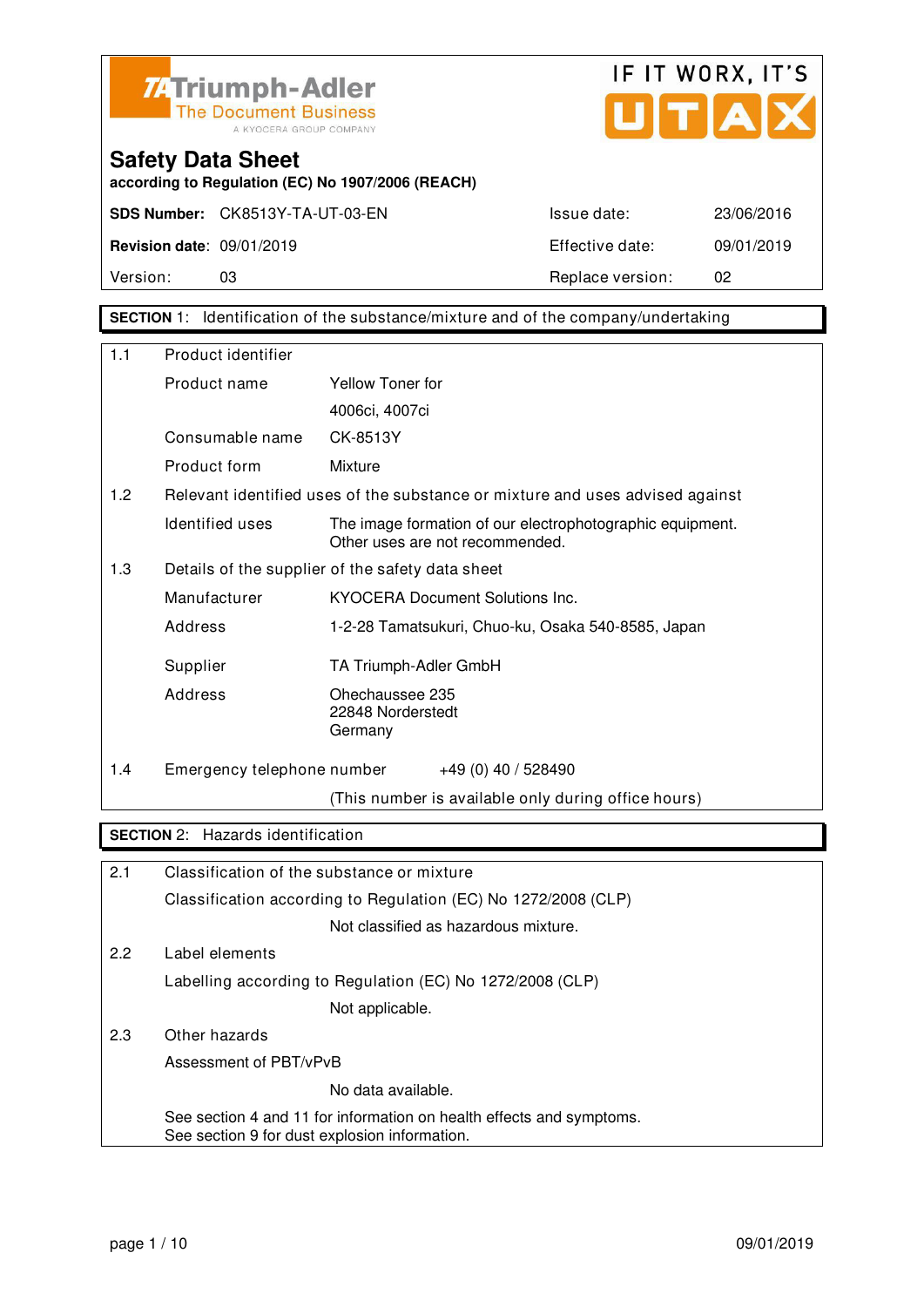TA Triumph-Adler
The Document Business
A KYOCERA GROUP COMPANY

IF IT WORX, IT'S UTAX

# Safety Data Sheet

**according to Regulation (EC) No 1907/2006 (REACH)**

| | | | |
|---|---|---|---|
| **SDS Number:** | CK8513Y-TA-UT-03-EN | Issue date: | 23/06/2016 |
| **Revision date:** | 09/01/2019 | Effective date: | 09/01/2019 |
| Version: | 03 | Replace version: | 02 |

## SECTION 1: Identification of the substance/mixture and of the company/undertaking

**1.1 Product identifier**

| | |
|---|---|
| Product name | Yellow Toner for 4006ci, 4007ci |
| Consumable name | CK-8513Y |
| Product form | Mixture |

**1.2 Relevant identified uses of the substance or mixture and uses advised against**

| | |
|---|---|
| Identified uses | The image formation of our electrophotographic equipment. Other uses are not recommended. |

**1.3 Details of the supplier of the safety data sheet**

| | |
|---|---|
| Manufacturer | KYOCERA Document Solutions Inc. |
| Address | 1-2-28 Tamatsukuri, Chuo-ku, Osaka 540-8585, Japan |
| Supplier | TA Triumph-Adler GmbH |
| Address | Ohechaussee 235<br>22848 Norderstedt<br>Germany |

**1.4 Emergency telephone number** +49 (0) 40 / 528490

(This number is available only during office hours)

## SECTION 2: Hazards identification

**2.1 Classification of the substance or mixture**

Classification according to Regulation (EC) No 1272/2008 (CLP)

Not classified as hazardous mixture.

**2.2 Label elements**

Labelling according to Regulation (EC) No 1272/2008 (CLP)

Not applicable.

**2.3 Other hazards**

Assessment of PBT/vPvB

No data available.

See section 4 and 11 for information on health effects and symptoms.
See section 9 for dust explosion information.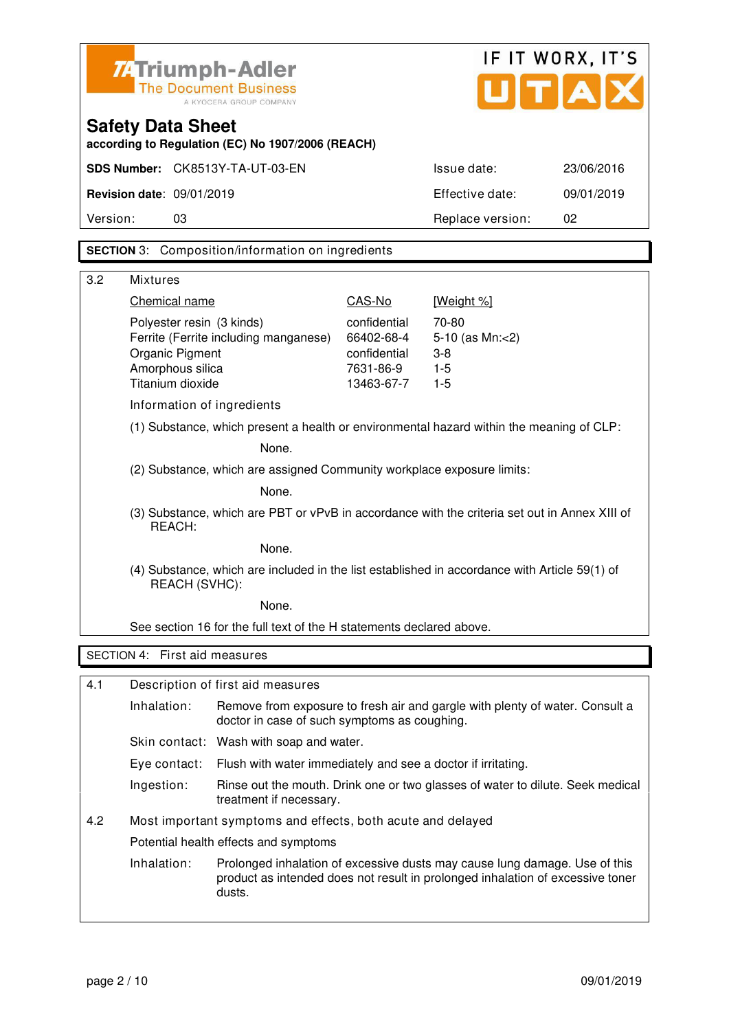Triumph-Adler
The Document Business
A KYOCERA GROUP COMPANY

IF IT WORX, IT'S UTAX

# Safety Data Sheet

**according to Regulation (EC) No 1907/2006 (REACH)**

| | | | |
|---|---|---|---|
| **SDS Number:** | CK8513Y-TA-UT-03-EN | Issue date: | 23/06/2016 |
| **Revision date:** | 09/01/2019 | Effective date: | 09/01/2019 |
| Version: | 03 | Replace version: | 02 |

## SECTION 3: Composition/information on ingredients

3.2 Mixtures

| Chemical name | CAS-No | [Weight %] |
|---|---|---|
| Polyester resin (3 kinds) | confidential | 70-80 |
| Ferrite (Ferrite including manganese) | 66402-68-4 | 5-10 (as Mn:<2) |
| Organic Pigment | confidential | 3-8 |
| Amorphous silica | 7631-86-9 | 1-5 |
| Titanium dioxide | 13463-67-7 | 1-5 |

Information of ingredients

(1) Substance, which present a health or environmental hazard within the meaning of CLP:

None.

(2) Substance, which are assigned Community workplace exposure limits:

None.

(3) Substance, which are PBT or vPvB in accordance with the criteria set out in Annex XIII of REACH:

None.

(4) Substance, which are included in the list established in accordance with Article 59(1) of REACH (SVHC):

None.

See section 16 for the full text of the H statements declared above.

## SECTION 4: First aid measures

4.1 Description of first aid measures

- Inhalation: Remove from exposure to fresh air and gargle with plenty of water. Consult a doctor in case of such symptoms as coughing.
- Skin contact: Wash with soap and water.
- Eye contact: Flush with water immediately and see a doctor if irritating.
- Ingestion: Rinse out the mouth. Drink one or two glasses of water to dilute. Seek medical treatment if necessary.

4.2 Most important symptoms and effects, both acute and delayed

Potential health effects and symptoms

- Inhalation: Prolonged inhalation of excessive dusts may cause lung damage. Use of this product as intended does not result in prolonged inhalation of excessive toner dusts.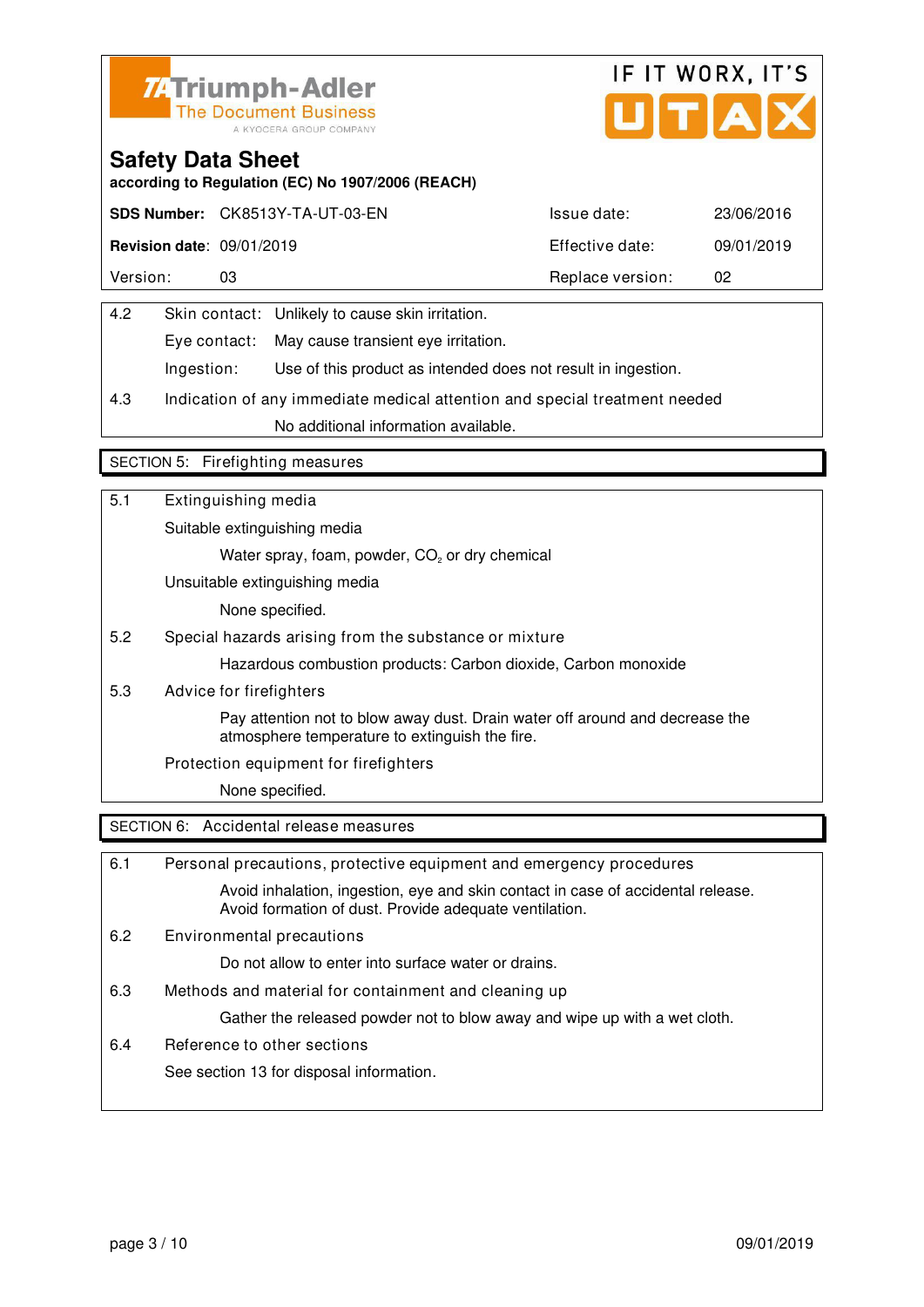Triumph-Adler
The Document Business
A KYOCERA GROUP COMPANY

IF IT WORX, IT'S UTAX

# Safety Data Sheet

**according to Regulation (EC) No 1907/2006 (REACH)**

| **SDS Number:** | CK8513Y-TA-UT-03-EN | Issue date: | 23/06/2016 |
|---|---|---|---|
| **Revision date:** | 09/01/2019 | Effective date: | 09/01/2019 |
| Version: | 03 | Replace version: | 02 |

4.2 Skin contact: Unlikely to cause skin irritation.

Eye contact: May cause transient eye irritation.

Ingestion: Use of this product as intended does not result in ingestion.

4.3 Indication of any immediate medical attention and special treatment needed

No additional information available.

## SECTION 5: Firefighting measures

5.1 Extinguishing media

Suitable extinguishing media

Water spray, foam, powder, $CO_2$ or dry chemical

Unsuitable extinguishing media

None specified.

5.2 Special hazards arising from the substance or mixture

Hazardous combustion products: Carbon dioxide, Carbon monoxide

5.3 Advice for firefighters

Pay attention not to blow away dust. Drain water off around and decrease the atmosphere temperature to extinguish the fire.

Protection equipment for firefighters

None specified.

## SECTION 6: Accidental release measures

6.1 Personal precautions, protective equipment and emergency procedures

Avoid inhalation, ingestion, eye and skin contact in case of accidental release. Avoid formation of dust. Provide adequate ventilation.

6.2 Environmental precautions

Do not allow to enter into surface water or drains.

6.3 Methods and material for containment and cleaning up

Gather the released powder not to blow away and wipe up with a wet cloth.

6.4 Reference to other sections

See section 13 for disposal information.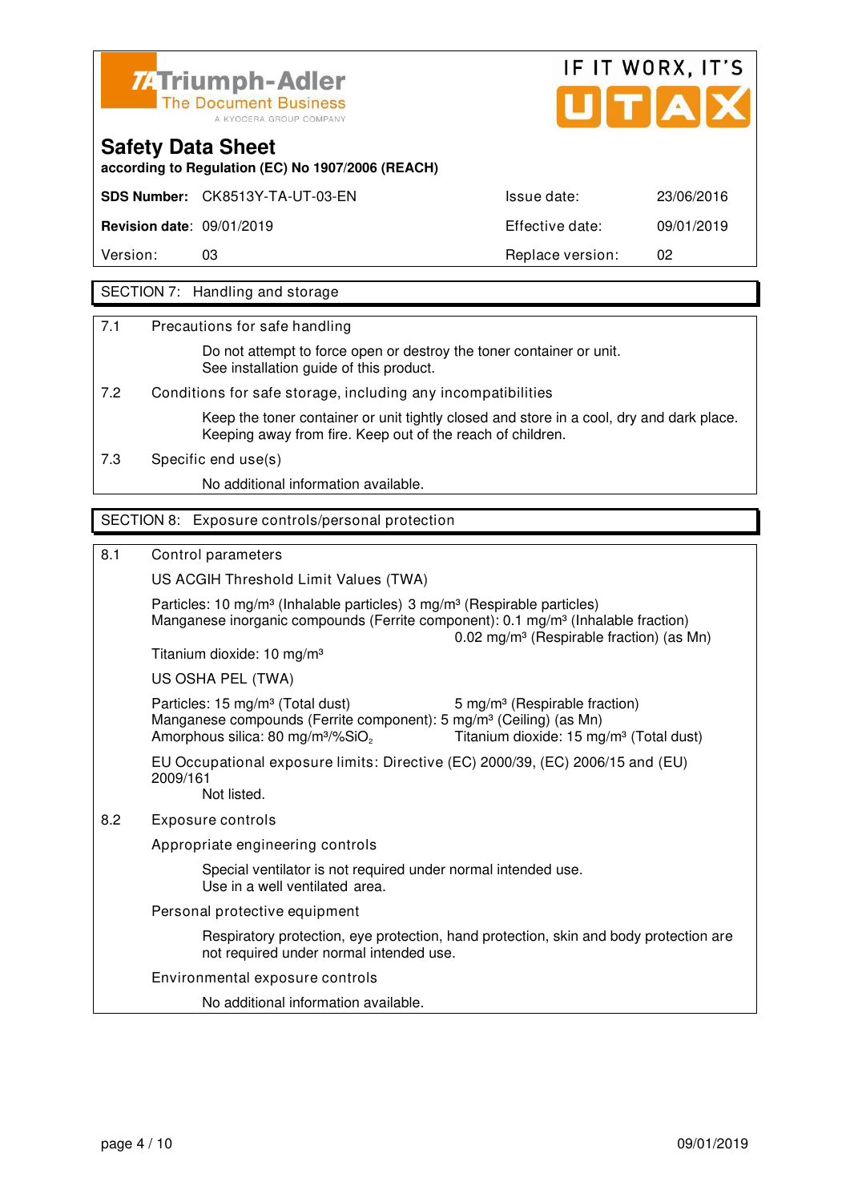Triumph-Adler
The Document Business
A KYOCERA GROUP COMPANY

IF IT WORX, IT'S UTAX

# Safety Data Sheet

**according to Regulation (EC) No 1907/2006 (REACH)**

| **SDS Number:** CK8513Y-TA-UT-03-EN | | Issue date: | 23/06/2016 |
|---|---|---|---|
| **Revision date:** | 09/01/2019 | Effective date: | 09/01/2019 |
| Version: | 03 | Replace version: | 02 |

## SECTION 7: Handling and storage

7.1 Precautions for safe handling

Do not attempt to force open or destroy the toner container or unit.
See installation guide of this product.

7.2 Conditions for safe storage, including any incompatibilities

Keep the toner container or unit tightly closed and store in a cool, dry and dark place.
Keeping away from fire. Keep out of the reach of children.

7.3 Specific end use(s)

No additional information available.

## SECTION 8: Exposure controls/personal protection

8.1 Control parameters

US ACGIH Threshold Limit Values (TWA)

Particles: 10 mg/m³ (Inhalable particles) 3 mg/m³ (Respirable particles)
Manganese inorganic compounds (Ferrite component): 0.1 mg/m³ (Inhalable fraction)
0.02 mg/m³ (Respirable fraction) (as Mn)
Titanium dioxide: 10 mg/m³

US OSHA PEL (TWA)

Particles: 15 mg/m³ (Total dust) 5 mg/m³ (Respirable fraction)
Manganese compounds (Ferrite component): 5 mg/m³ (Ceiling) (as Mn)
Amorphous silica: 80 mg/m³/%$SiO_2$ Titanium dioxide: 15 mg/m³ (Total dust)

EU Occupational exposure limits: Directive (EC) 2000/39, (EC) 2006/15 and (EU) 2009/161
Not listed.

8.2 Exposure controls

Appropriate engineering controls

Special ventilator is not required under normal intended use.
Use in a well ventilated area.

Personal protective equipment

Respiratory protection, eye protection, hand protection, skin and body protection are not required under normal intended use.

Environmental exposure controls

No additional information available.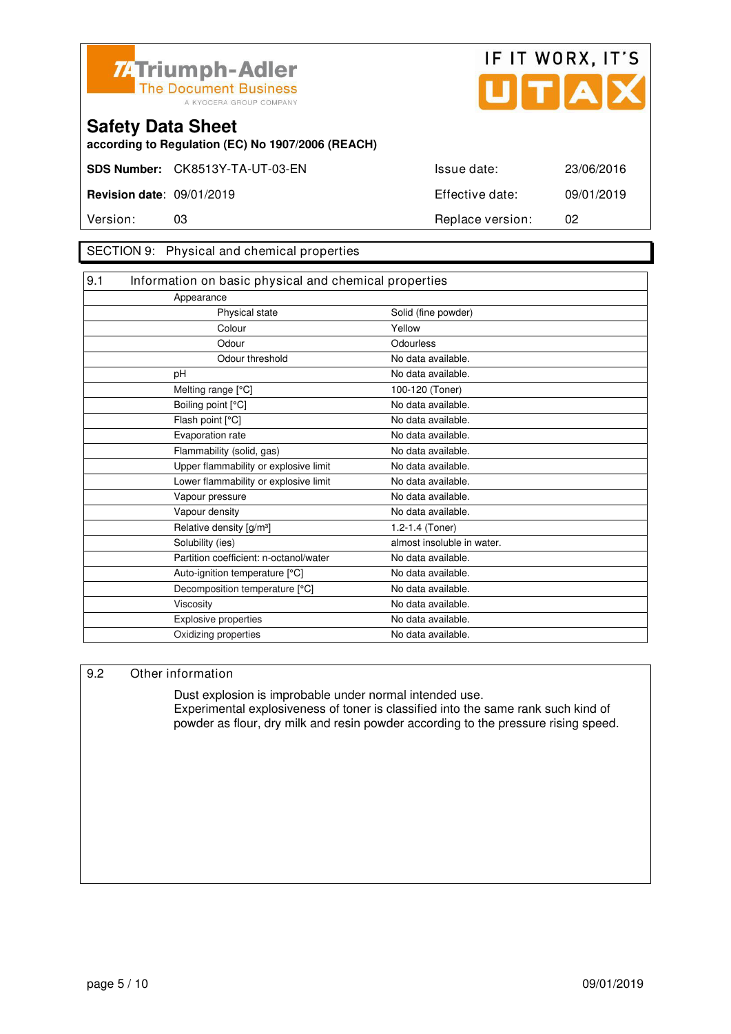Triumph-Adler The Document Business A KYOCERA GROUP COMPANY

IF IT WORX, IT'S UTAX

# Safety Data Sheet

**according to Regulation (EC) No 1907/2006 (REACH)**

| | | | |
|---|---|---|---|
| **SDS Number:** | CK8513Y-TA-UT-03-EN | Issue date: | 23/06/2016 |
| **Revision date:** | 09/01/2019 | Effective date: | 09/01/2019 |
| Version: | 03 | Replace version: | 02 |

## SECTION 9: Physical and chemical properties

### 9.1 Information on basic physical and chemical properties

| Property | Value |
|---|---|
| Appearance | |
| Physical state | Solid (fine powder) |
| Colour | Yellow |
| Odour | Odourless |
| Odour threshold | No data available. |
| pH | No data available. |
| Melting range [°C] | 100-120 (Toner) |
| Boiling point [°C] | No data available. |
| Flash point [°C] | No data available. |
| Evaporation rate | No data available. |
| Flammability (solid, gas) | No data available. |
| Upper flammability or explosive limit | No data available. |
| Lower flammability or explosive limit | No data available. |
| Vapour pressure | No data available. |
| Vapour density | No data available. |
| Relative density [g/m³] | 1.2-1.4 (Toner) |
| Solubility (ies) | almost insoluble in water. |
| Partition coefficient: n-octanol/water | No data available. |
| Auto-ignition temperature [°C] | No data available. |
| Decomposition temperature [°C] | No data available. |
| Viscosity | No data available. |
| Explosive properties | No data available. |
| Oxidizing properties | No data available. |

### 9.2 Other information

Dust explosion is improbable under normal intended use.
Experimental explosiveness of toner is classified into the same rank such kind of powder as flour, dry milk and resin powder according to the pressure rising speed.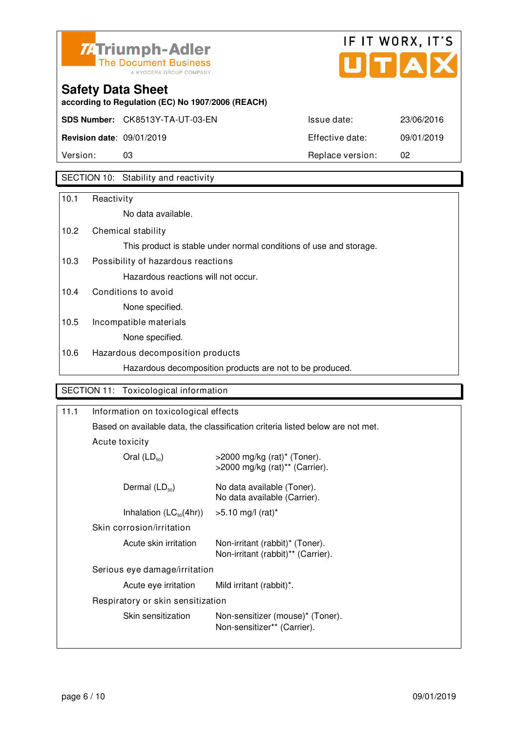Triumph-Adler
The Document Business
A KYOCERA GROUP COMPANY

IF IT WORX, IT'S UTAX

# Safety Data Sheet

**according to Regulation (EC) No 1907/2006 (REACH)**

| | | | |
|---|---|---|---|
| **SDS Number:** | CK8513Y-TA-UT-03-EN | Issue date: | 23/06/2016 |
| **Revision date:** | 09/01/2019 | Effective date: | 09/01/2019 |
| Version: | 03 | Replace version: | 02 |

## SECTION 10: Stability and reactivity

**10.1 Reactivity**

No data available.

**10.2 Chemical stability**

This product is stable under normal conditions of use and storage.

**10.3 Possibility of hazardous reactions**

Hazardous reactions will not occur.

**10.4 Conditions to avoid**

None specified.

**10.5 Incompatible materials**

None specified.

**10.6 Hazardous decomposition products**

Hazardous decomposition products are not to be produced.

## SECTION 11: Toxicological information

**11.1 Information on toxicological effects**

Based on available data, the classification criteria listed below are not met.

Acute toxicity

| | |
|---|---|
| Oral ($LD_{50}$) | >2000 mg/kg (rat)* (Toner).<br>>2000 mg/kg (rat)** (Carrier). |
| Dermal ($LD_{50}$) | No data available (Toner).<br>No data available (Carrier). |
| Inhalation ($LC_{50}$(4hr)) | >5.10 mg/l (rat)* |

Skin corrosion/irritation

| | |
|---|---|
| Acute skin irritation | Non-irritant (rabbit)* (Toner).<br>Non-irritant (rabbit)** (Carrier). |

Serious eye damage/irritation

| | |
|---|---|
| Acute eye irritation | Mild irritant (rabbit)*. |

Respiratory or skin sensitization

| | |
|---|---|
| Skin sensitization | Non-sensitizer (mouse)* (Toner).<br>Non-sensitizer** (Carrier). |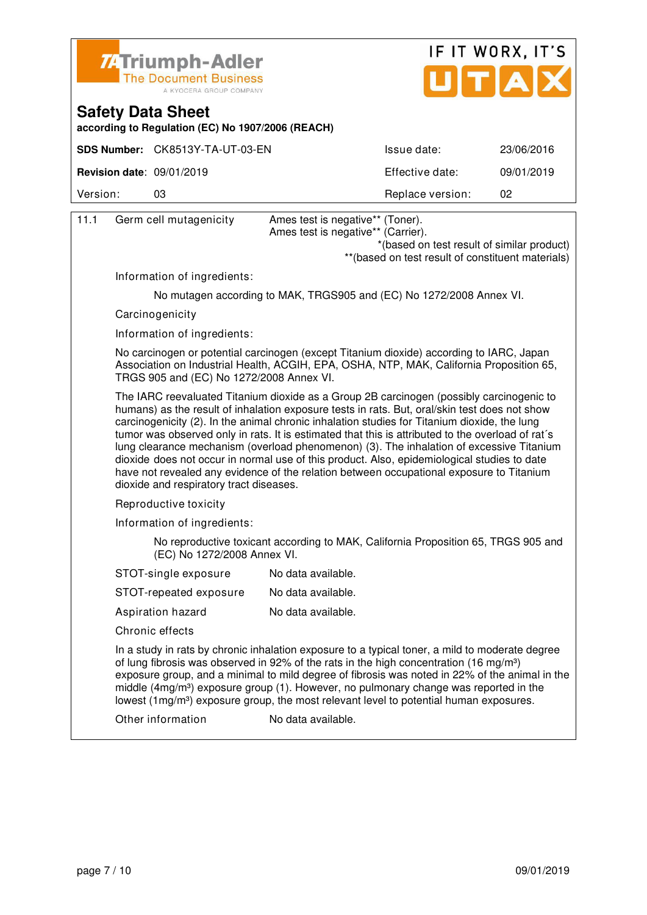## Safety Data Sheet

according to Regulation (EC) No 1907/2006 (REACH)

| **SDS Number:** CK8513Y-TA-UT-03-EN | Issue date: 23/06/2016 |
|---|---|
| **Revision date:** 09/01/2019 | Effective date: 09/01/2019 |
| Version: 03 | Replace version: 02 |

11.1 Germ cell mutagenicity

Ames test is negative** (Toner).
Ames test is negative** (Carrier).

*(based on test result of similar product)
**(based on test result of constituent materials)

Information of ingredients:

No mutagen according to MAK, TRGS905 and (EC) No 1272/2008 Annex VI.

Carcinogenicity

Information of ingredients:

No carcinogen or potential carcinogen (except Titanium dioxide) according to IARC, Japan Association on Industrial Health, ACGIH, EPA, OSHA, NTP, MAK, California Proposition 65, TRGS 905 and (EC) No 1272/2008 Annex VI.

The IARC reevaluated Titanium dioxide as a Group 2B carcinogen (possibly carcinogenic to humans) as the result of inhalation exposure tests in rats. But, oral/skin test does not show carcinogenicity (2). In the animal chronic inhalation studies for Titanium dioxide, the lung tumor was observed only in rats. It is estimated that this is attributed to the overload of rat´s lung clearance mechanism (overload phenomenon) (3). The inhalation of excessive Titanium dioxide does not occur in normal use of this product. Also, epidemiological studies to date have not revealed any evidence of the relation between occupational exposure to Titanium dioxide and respiratory tract diseases.

Reproductive toxicity

Information of ingredients:

No reproductive toxicant according to MAK, California Proposition 65, TRGS 905 and (EC) No 1272/2008 Annex VI.

STOT-single exposure: No data available.

STOT-repeated exposure: No data available.

Aspiration hazard: No data available.

Chronic effects

In a study in rats by chronic inhalation exposure to a typical toner, a mild to moderate degree of lung fibrosis was observed in 92% of the rats in the high concentration (16 mg/m³) exposure group, and a minimal to mild degree of fibrosis was noted in 22% of the animal in the middle (4mg/m³) exposure group (1). However, no pulmonary change was reported in the lowest (1mg/m³) exposure group, the most relevant level to potential human exposures.

Other information: No data available.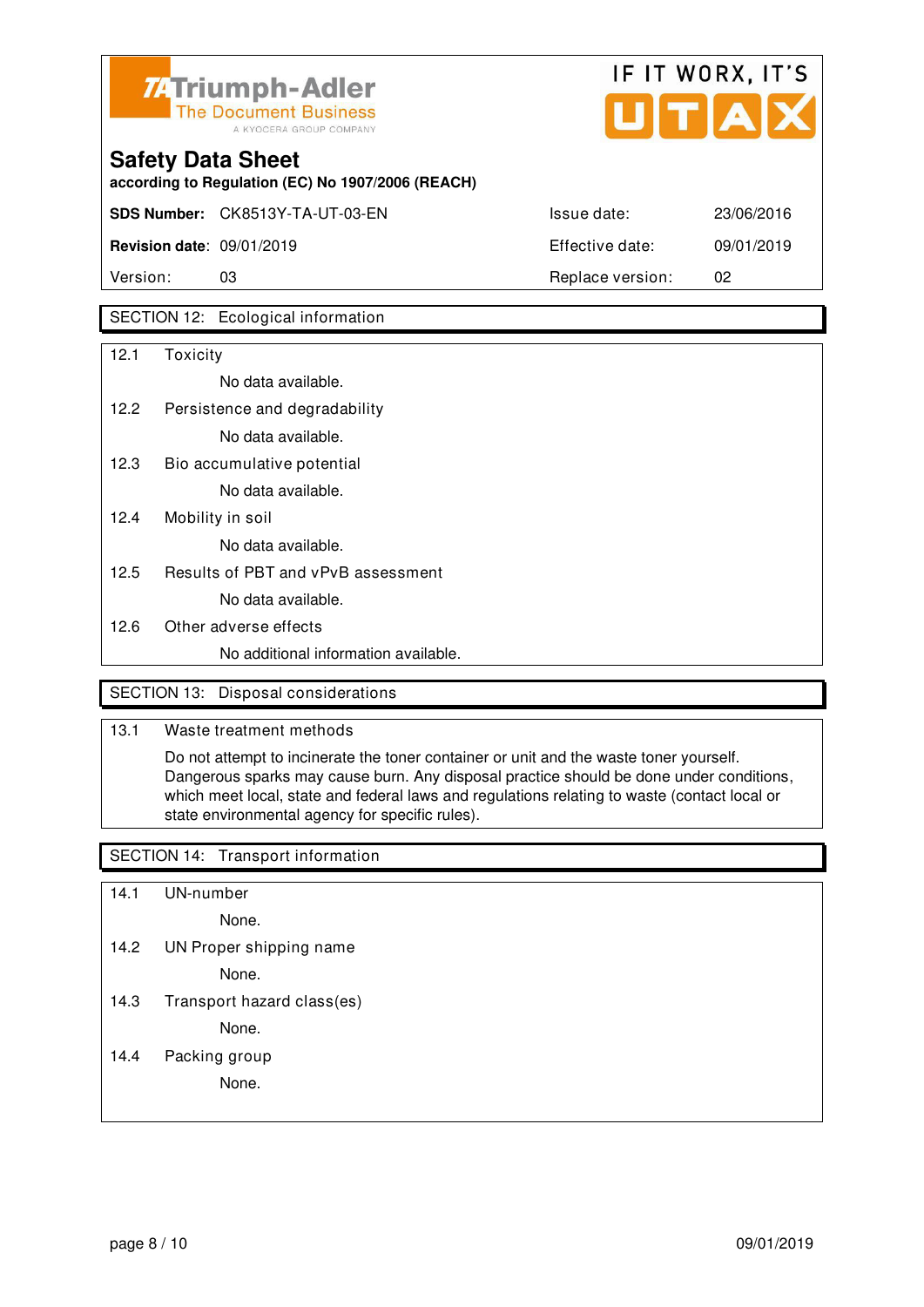## SECTION 12: Ecological information

12.1 Toxicity

No data available.

12.2 Persistence and degradability

No data available.

12.3 Bio accumulative potential

No data available.

12.4 Mobility in soil

No data available.

12.5 Results of PBT and vPvB assessment

No data available.

12.6 Other adverse effects

No additional information available.

## SECTION 13: Disposal considerations

13.1 Waste treatment methods

Do not attempt to incinerate the toner container or unit and the waste toner yourself. Dangerous sparks may cause burn. Any disposal practice should be done under conditions, which meet local, state and federal laws and regulations relating to waste (contact local or state environmental agency for specific rules).

## SECTION 14: Transport information

14.1 UN-number

None.

14.2 UN Proper shipping name

None.

14.3 Transport hazard class(es)

None.

14.4 Packing group

None.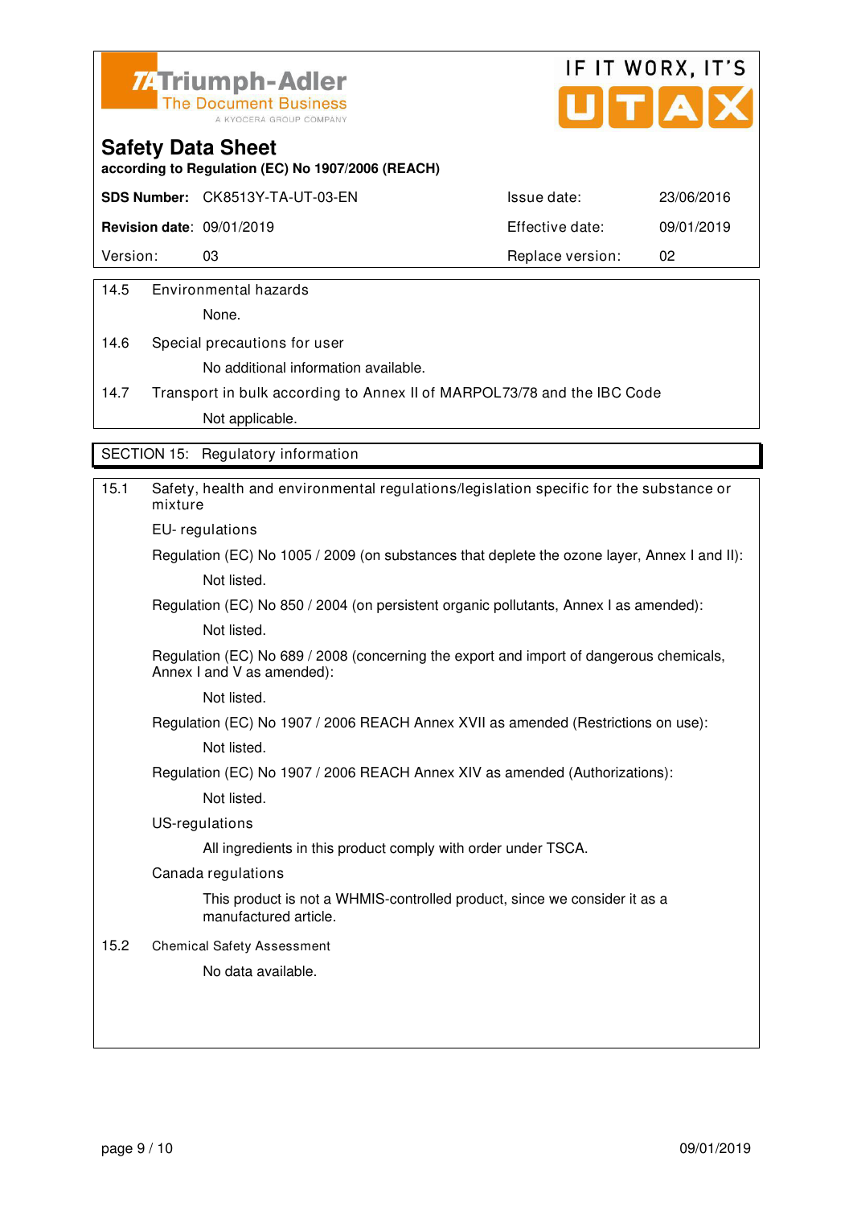14.5 Environmental hazards

None.

14.6 Special precautions for user

No additional information available.

14.7 Transport in bulk according to Annex II of MARPOL73/78 and the IBC Code

Not applicable.

## SECTION 15: Regulatory information

15.1 Safety, health and environmental regulations/legislation specific for the substance or mixture

EU- regulations

Regulation (EC) No 1005 / 2009 (on substances that deplete the ozone layer, Annex I and II):

Not listed.

Regulation (EC) No 850 / 2004 (on persistent organic pollutants, Annex I as amended):

Not listed.

Regulation (EC) No 689 / 2008 (concerning the export and import of dangerous chemicals, Annex I and V as amended):

Not listed.

Regulation (EC) No 1907 / 2006 REACH Annex XVII as amended (Restrictions on use):

Not listed.

Regulation (EC) No 1907 / 2006 REACH Annex XIV as amended (Authorizations):

Not listed.

US-regulations

All ingredients in this product comply with order under TSCA.

Canada regulations

This product is not a WHMIS-controlled product, since we consider it as a manufactured article.

15.2 Chemical Safety Assessment

No data available.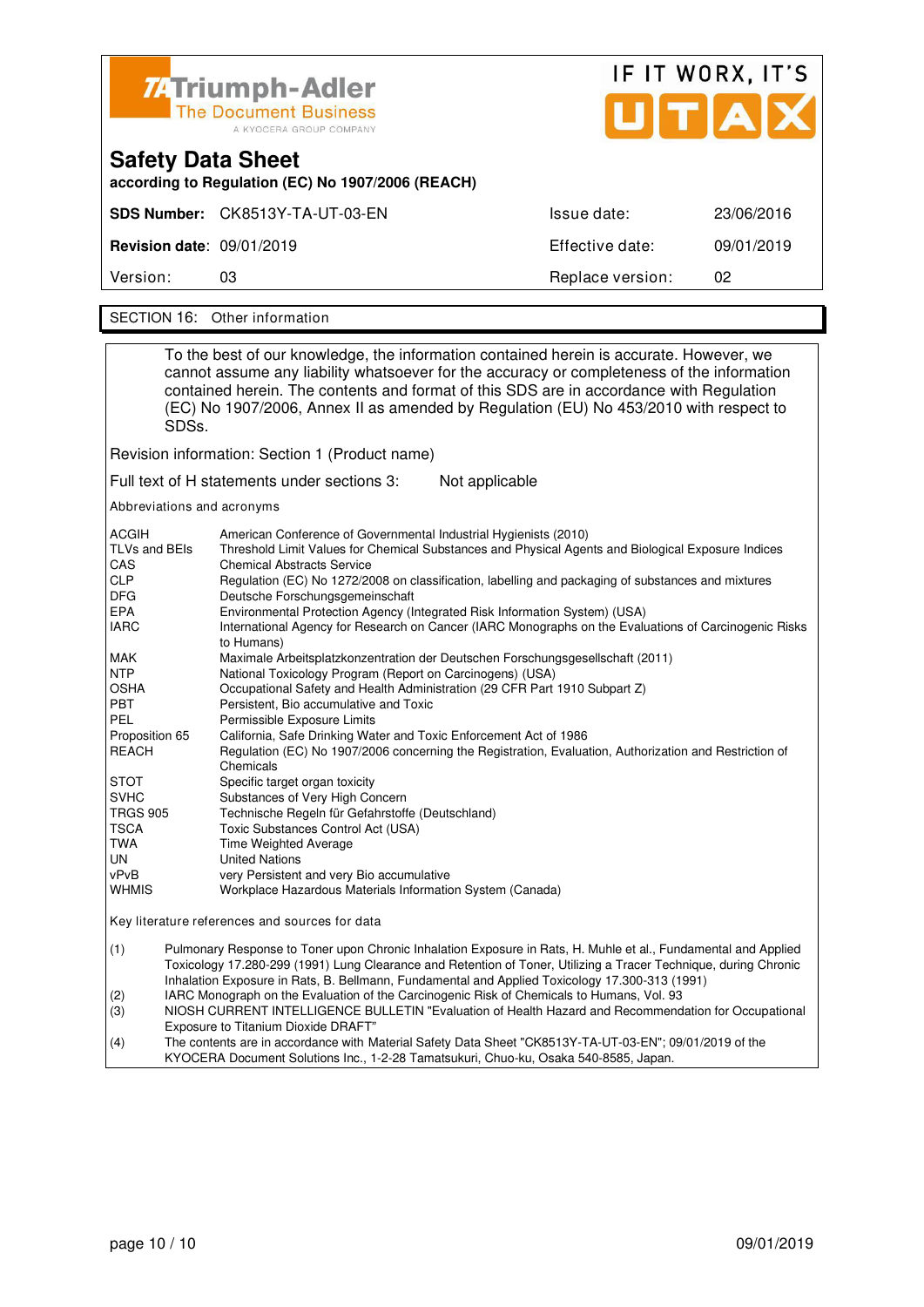Triumph-Adler
The Document Business
A KYOCERA GROUP COMPANY

IF IT WORX, IT'S UTAX

# Safety Data Sheet

**according to Regulation (EC) No 1907/2006 (REACH)**

| | | | |
|---|---|---|---|
| **SDS Number:** | CK8513Y-TA-UT-03-EN | Issue date: | 23/06/2016 |
| **Revision date:** | 09/01/2019 | Effective date: | 09/01/2019 |
| Version: | 03 | Replace version: | 02 |

## SECTION 16: Other information

To the best of our knowledge, the information contained herein is accurate. However, we cannot assume any liability whatsoever for the accuracy or completeness of the information contained herein. The contents and format of this SDS are in accordance with Regulation (EC) No 1907/2006, Annex II as amended by Regulation (EU) No 453/2010 with respect to SDSs.

Revision information: Section 1 (Product name)

Full text of H statements under sections 3: Not applicable

Abbreviations and acronyms

| | |
|---|---|
| ACGIH | American Conference of Governmental Industrial Hygienists (2010) |
| TLVs and BEIs | Threshold Limit Values for Chemical Substances and Physical Agents and Biological Exposure Indices |
| CAS | Chemical Abstracts Service |
| CLP | Regulation (EC) No 1272/2008 on classification, labelling and packaging of substances and mixtures |
| DFG | Deutsche Forschungsgemeinschaft |
| EPA | Environmental Protection Agency (Integrated Risk Information System) (USA) |
| IARC | International Agency for Research on Cancer (IARC Monographs on the Evaluations of Carcinogenic Risks to Humans) |
| MAK | Maximale Arbeitsplatzkonzentration der Deutschen Forschungsgesellschaft (2011) |
| NTP | National Toxicology Program (Report on Carcinogens) (USA) |
| OSHA | Occupational Safety and Health Administration (29 CFR Part 1910 Subpart Z) |
| PBT | Persistent, Bio accumulative and Toxic |
| PEL | Permissible Exposure Limits |
| Proposition 65 | California, Safe Drinking Water and Toxic Enforcement Act of 1986 |
| REACH | Regulation (EC) No 1907/2006 concerning the Registration, Evaluation, Authorization and Restriction of Chemicals |
| STOT | Specific target organ toxicity |
| SVHC | Substances of Very High Concern |
| TRGS 905 | Technische Regeln für Gefahrstoffe (Deutschland) |
| TSCA | Toxic Substances Control Act (USA) |
| TWA | Time Weighted Average |
| UN | United Nations |
| vPvB | very Persistent and very Bio accumulative |
| WHMIS | Workplace Hazardous Materials Information System (Canada) |

Key literature references and sources for data

(1) Pulmonary Response to Toner upon Chronic Inhalation Exposure in Rats, H. Muhle et al., Fundamental and Applied Toxicology 17.280-299 (1991) Lung Clearance and Retention of Toner, Utilizing a Tracer Technique, during Chronic Inhalation Exposure in Rats, B. Bellmann, Fundamental and Applied Toxicology 17.300-313 (1991)

(2) IARC Monograph on the Evaluation of the Carcinogenic Risk of Chemicals to Humans, Vol. 93

(3) NIOSH CURRENT INTELLIGENCE BULLETIN "Evaluation of Health Hazard and Recommendation for Occupational Exposure to Titanium Dioxide DRAFT"

(4) The contents are in accordance with Material Safety Data Sheet "CK8513Y-TA-UT-03-EN"; 09/01/2019 of the KYOCERA Document Solutions Inc., 1-2-28 Tamatsukuri, Chuo-ku, Osaka 540-8585, Japan.